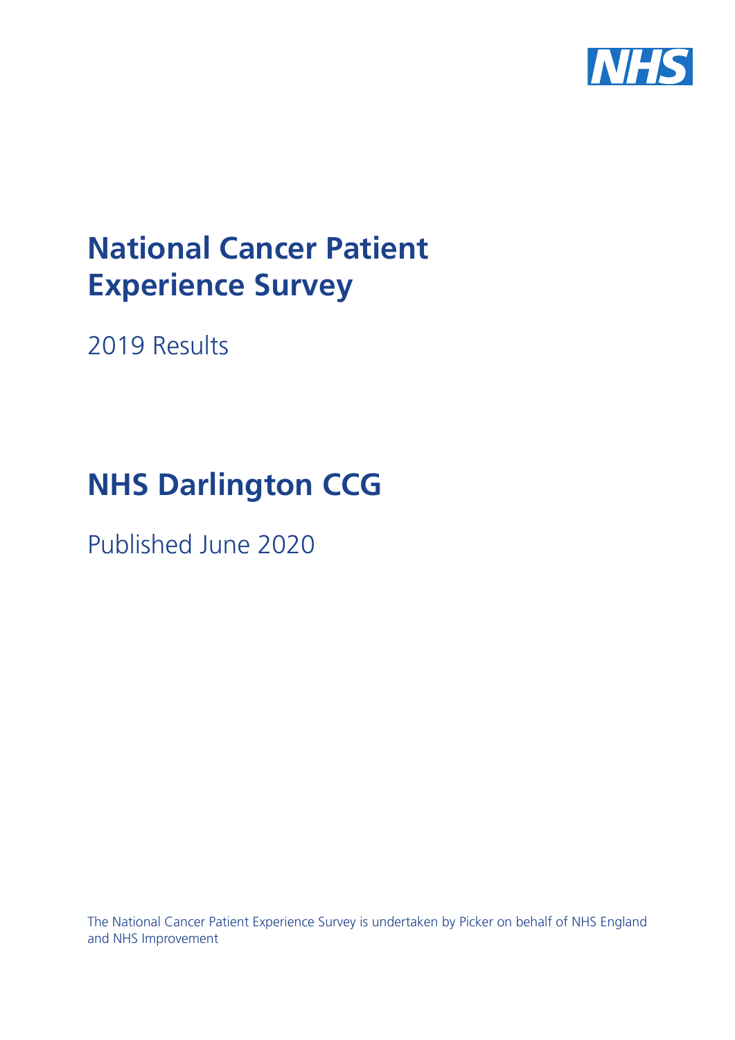# National Cancer Patient Experience Survey

2019 Results

# NHS Darlington CCG

Published June 2020

The National Cancer Patient Experience Survey is undertaken by Picker on behalf of NHS England and NHS Improvement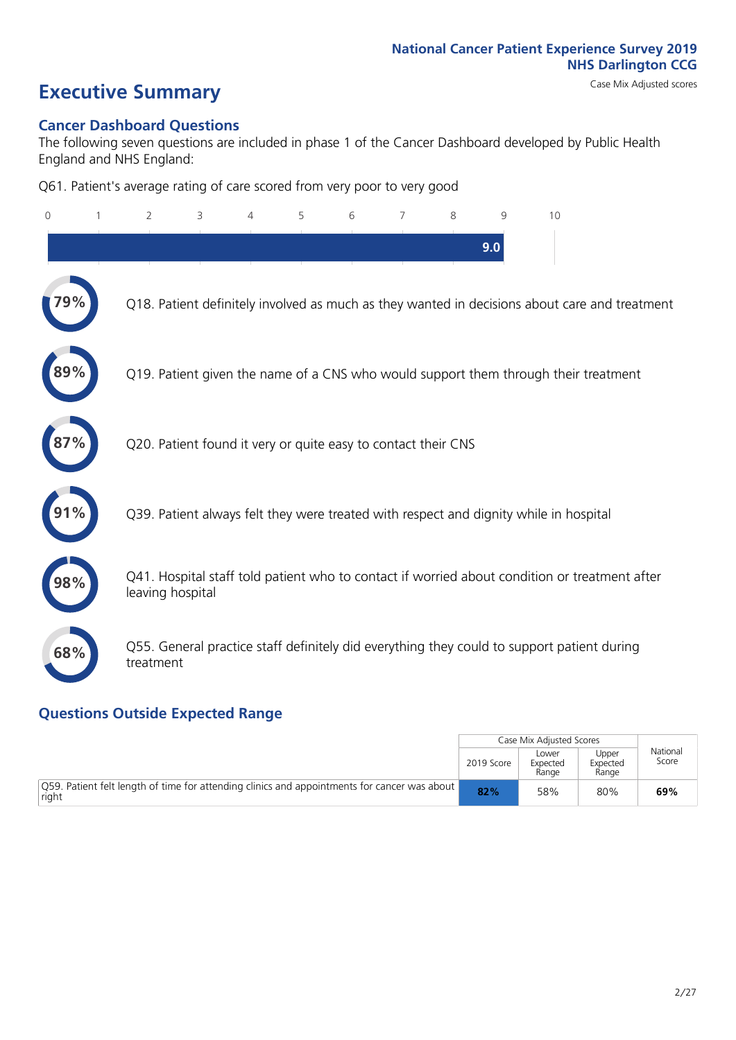National Cancer Patient Experience Survey 2019
**NHS Darlington CCG**
Case Mix Adjusted scores

# Executive Summary

## Cancer Dashboard Questions

The following seven questions are included in phase 1 of the Cancer Dashboard developed by Public Health England and NHS England:

Q61. Patient's average rating of care scored from very poor to very good

0 1 2 3 4 5 6 7 8 9 10

**9.0**

**79%** Q18. Patient definitely involved as much as they wanted in decisions about care and treatment

**89%** Q19. Patient given the name of a CNS who would support them through their treatment

**87%** Q20. Patient found it very or quite easy to contact their CNS

**91%** Q39. Patient always felt they were treated with respect and dignity while in hospital

**98%** Q41. Hospital staff told patient who to contact if worried about condition or treatment after leaving hospital

**68%** Q55. General practice staff definitely did everything they could to support patient during treatment

## Questions Outside Expected Range

| | Case Mix Adjusted Scores | | | National Score |
|---|---|---|---|---|
| | 2019 Score | Lower Expected Range | Upper Expected Range | |
| Q59. Patient felt length of time for attending clinics and appointments for cancer was about right | **82%** | 58% | 80% | **69%** |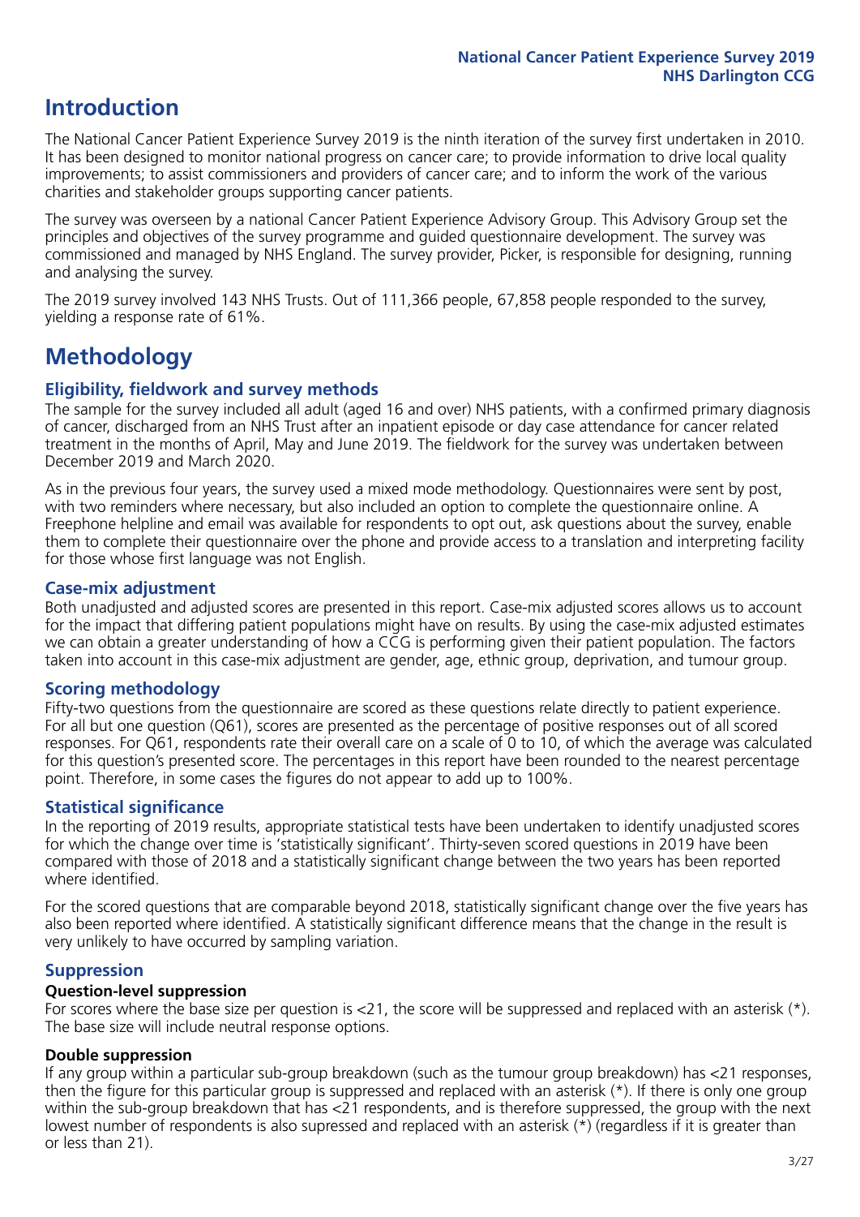# Introduction

The National Cancer Patient Experience Survey 2019 is the ninth iteration of the survey first undertaken in 2010. It has been designed to monitor national progress on cancer care; to provide information to drive local quality improvements; to assist commissioners and providers of cancer care; and to inform the work of the various charities and stakeholder groups supporting cancer patients.

The survey was overseen by a national Cancer Patient Experience Advisory Group. This Advisory Group set the principles and objectives of the survey programme and guided questionnaire development. The survey was commissioned and managed by NHS England. The survey provider, Picker, is responsible for designing, running and analysing the survey.

The 2019 survey involved 143 NHS Trusts. Out of 111,366 people, 67,858 people responded to the survey, yielding a response rate of 61%.

# Methodology

## Eligibility, fieldwork and survey methods

The sample for the survey included all adult (aged 16 and over) NHS patients, with a confirmed primary diagnosis of cancer, discharged from an NHS Trust after an inpatient episode or day case attendance for cancer related treatment in the months of April, May and June 2019. The fieldwork for the survey was undertaken between December 2019 and March 2020.

As in the previous four years, the survey used a mixed mode methodology. Questionnaires were sent by post, with two reminders where necessary, but also included an option to complete the questionnaire online. A Freephone helpline and email was available for respondents to opt out, ask questions about the survey, enable them to complete their questionnaire over the phone and provide access to a translation and interpreting facility for those whose first language was not English.

## Case-mix adjustment

Both unadjusted and adjusted scores are presented in this report. Case-mix adjusted scores allows us to account for the impact that differing patient populations might have on results. By using the case-mix adjusted estimates we can obtain a greater understanding of how a CCG is performing given their patient population. The factors taken into account in this case-mix adjustment are gender, age, ethnic group, deprivation, and tumour group.

## Scoring methodology

Fifty-two questions from the questionnaire are scored as these questions relate directly to patient experience. For all but one question (Q61), scores are presented as the percentage of positive responses out of all scored responses. For Q61, respondents rate their overall care on a scale of 0 to 10, of which the average was calculated for this question's presented score. The percentages in this report have been rounded to the nearest percentage point. Therefore, in some cases the figures do not appear to add up to 100%.

## Statistical significance

In the reporting of 2019 results, appropriate statistical tests have been undertaken to identify unadjusted scores for which the change over time is 'statistically significant'. Thirty-seven scored questions in 2019 have been compared with those of 2018 and a statistically significant change between the two years has been reported where identified.

For the scored questions that are comparable beyond 2018, statistically significant change over the five years has also been reported where identified. A statistically significant difference means that the change in the result is very unlikely to have occurred by sampling variation.

## Suppression

### Question-level suppression

For scores where the base size per question is <21, the score will be suppressed and replaced with an asterisk (*). The base size will include neutral response options.

### Double suppression

If any group within a particular sub-group breakdown (such as the tumour group breakdown) has <21 responses, then the figure for this particular group is suppressed and replaced with an asterisk (*). If there is only one group within the sub-group breakdown that has <21 respondents, and is therefore suppressed, the group with the next lowest number of respondents is also supressed and replaced with an asterisk (*) (regardless if it is greater than or less than 21).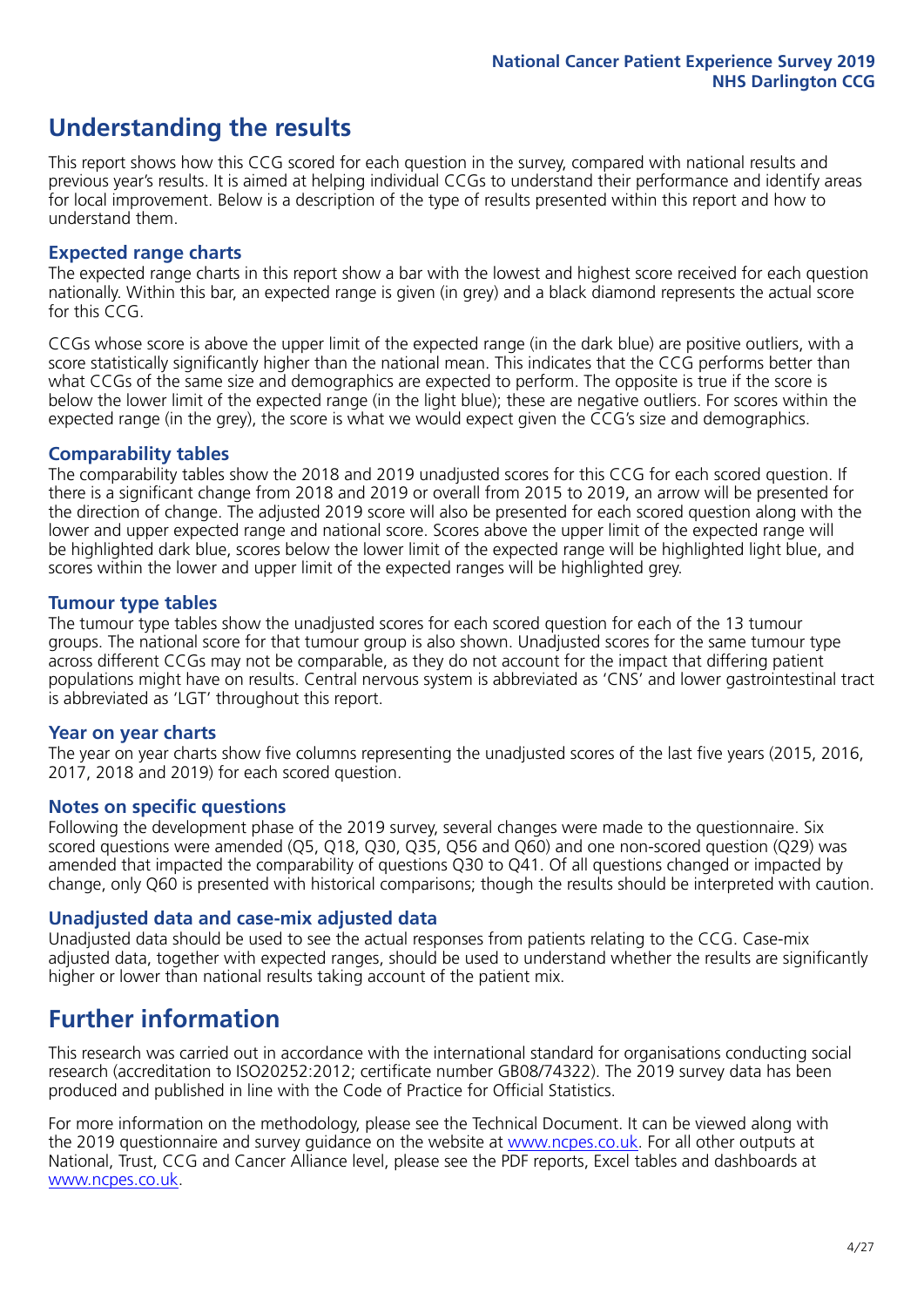# Understanding the results

This report shows how this CCG scored for each question in the survey, compared with national results and previous year's results. It is aimed at helping individual CCGs to understand their performance and identify areas for local improvement. Below is a description of the type of results presented within this report and how to understand them.

## Expected range charts

The expected range charts in this report show a bar with the lowest and highest score received for each question nationally. Within this bar, an expected range is given (in grey) and a black diamond represents the actual score for this CCG.

CCGs whose score is above the upper limit of the expected range (in the dark blue) are positive outliers, with a score statistically significantly higher than the national mean. This indicates that the CCG performs better than what CCGs of the same size and demographics are expected to perform. The opposite is true if the score is below the lower limit of the expected range (in the light blue); these are negative outliers. For scores within the expected range (in the grey), the score is what we would expect given the CCG's size and demographics.

## Comparability tables

The comparability tables show the 2018 and 2019 unadjusted scores for this CCG for each scored question. If there is a significant change from 2018 and 2019 or overall from 2015 to 2019, an arrow will be presented for the direction of change. The adjusted 2019 score will also be presented for each scored question along with the lower and upper expected range and national score. Scores above the upper limit of the expected range will be highlighted dark blue, scores below the lower limit of the expected range will be highlighted light blue, and scores within the lower and upper limit of the expected ranges will be highlighted grey.

## Tumour type tables

The tumour type tables show the unadjusted scores for each scored question for each of the 13 tumour groups. The national score for that tumour group is also shown. Unadjusted scores for the same tumour type across different CCGs may not be comparable, as they do not account for the impact that differing patient populations might have on results. Central nervous system is abbreviated as 'CNS' and lower gastrointestinal tract is abbreviated as 'LGT' throughout this report.

## Year on year charts

The year on year charts show five columns representing the unadjusted scores of the last five years (2015, 2016, 2017, 2018 and 2019) for each scored question.

## Notes on specific questions

Following the development phase of the 2019 survey, several changes were made to the questionnaire. Six scored questions were amended (Q5, Q18, Q30, Q35, Q56 and Q60) and one non-scored question (Q29) was amended that impacted the comparability of questions Q30 to Q41. Of all questions changed or impacted by change, only Q60 is presented with historical comparisons; though the results should be interpreted with caution.

## Unadjusted data and case-mix adjusted data

Unadjusted data should be used to see the actual responses from patients relating to the CCG. Case-mix adjusted data, together with expected ranges, should be used to understand whether the results are significantly higher or lower than national results taking account of the patient mix.

# Further information

This research was carried out in accordance with the international standard for organisations conducting social research (accreditation to ISO20252:2012; certificate number GB08/74322). The 2019 survey data has been produced and published in line with the Code of Practice for Official Statistics.

For more information on the methodology, please see the Technical Document. It can be viewed along with the 2019 questionnaire and survey guidance on the website at www.ncpes.co.uk. For all other outputs at National, Trust, CCG and Cancer Alliance level, please see the PDF reports, Excel tables and dashboards at www.ncpes.co.uk.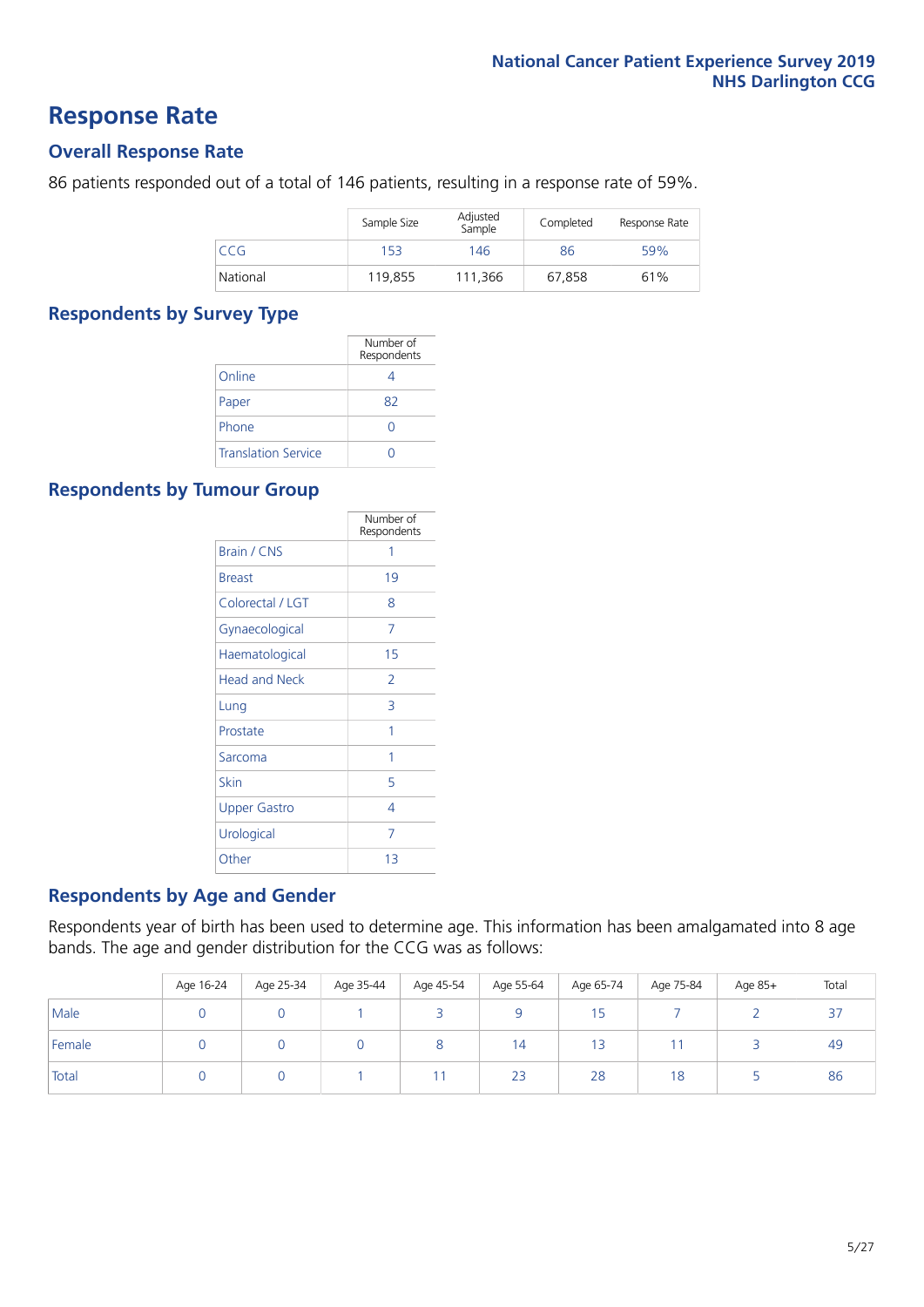# Response Rate

## Overall Response Rate

86 patients responded out of a total of 146 patients, resulting in a response rate of 59%.

| | Sample Size | Adjusted Sample | Completed | Response Rate |
|---|---|---|---|---|
| CCG | 153 | 146 | 86 | 59% |
| National | 119,855 | 111,366 | 67,858 | 61% |

## Respondents by Survey Type

| | Number of Respondents |
|---|---|
| Online | 4 |
| Paper | 82 |
| Phone | 0 |
| Translation Service | 0 |

## Respondents by Tumour Group

| | Number of Respondents |
|---|---|
| Brain / CNS | 1 |
| Breast | 19 |
| Colorectal / LGT | 8 |
| Gynaecological | 7 |
| Haematological | 15 |
| Head and Neck | 2 |
| Lung | 3 |
| Prostate | 1 |
| Sarcoma | 1 |
| Skin | 5 |
| Upper Gastro | 4 |
| Urological | 7 |
| Other | 13 |

## Respondents by Age and Gender

Respondents year of birth has been used to determine age. This information has been amalgamated into 8 age bands. The age and gender distribution for the CCG was as follows:

| | Age 16-24 | Age 25-34 | Age 35-44 | Age 45-54 | Age 55-64 | Age 65-74 | Age 75-84 | Age 85+ | Total |
|---|---|---|---|---|---|---|---|---|---|
| Male | 0 | 0 | 1 | 3 | 9 | 15 | 7 | 2 | 37 |
| Female | 0 | 0 | 0 | 8 | 14 | 13 | 11 | 3 | 49 |
| Total | 0 | 0 | 1 | 11 | 23 | 28 | 18 | 5 | 86 |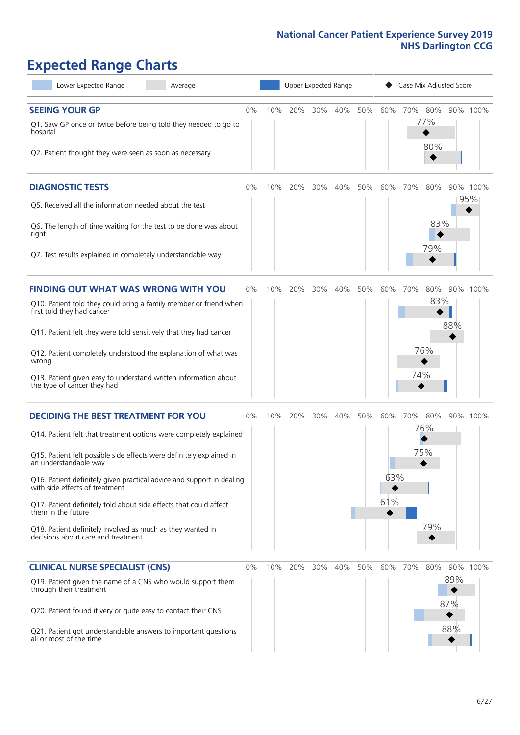# Expected Range Charts

Lower Expected Range | Average | Upper Expected Range | ◆ Case Mix Adjusted Score

## SEEING YOUR GP

| Question | Case Mix Adjusted Score |
|---|---|
| Q1. Saw GP once or twice before being told they needed to go to hospital | 77% |
| Q2. Patient thought they were seen as soon as necessary | 80% |

## DIAGNOSTIC TESTS

| Question | Case Mix Adjusted Score |
|---|---|
| Q5. Received all the information needed about the test | 95% |
| Q6. The length of time waiting for the test to be done was about right | 83% |
| Q7. Test results explained in completely understandable way | 79% |

## FINDING OUT WHAT WAS WRONG WITH YOU

| Question | Case Mix Adjusted Score |
|---|---|
| Q10. Patient told they could bring a family member or friend when first told they had cancer | 83% |
| Q11. Patient felt they were told sensitively that they had cancer | 88% |
| Q12. Patient completely understood the explanation of what was wrong | 76% |
| Q13. Patient given easy to understand written information about the type of cancer they had | 74% |

## DECIDING THE BEST TREATMENT FOR YOU

| Question | Case Mix Adjusted Score |
|---|---|
| Q14. Patient felt that treatment options were completely explained | 76% |
| Q15. Patient felt possible side effects were definitely explained in an understandable way | 75% |
| Q16. Patient definitely given practical advice and support in dealing with side effects of treatment | 63% |
| Q17. Patient definitely told about side effects that could affect them in the future | 61% |
| Q18. Patient definitely involved as much as they wanted in decisions about care and treatment | 79% |

## CLINICAL NURSE SPECIALIST (CNS)

| Question | Case Mix Adjusted Score |
|---|---|
| Q19. Patient given the name of a CNS who would support them through their treatment | 89% |
| Q20. Patient found it very or quite easy to contact their CNS | 87% |
| Q21. Patient got understandable answers to important questions all or most of the time | 88% |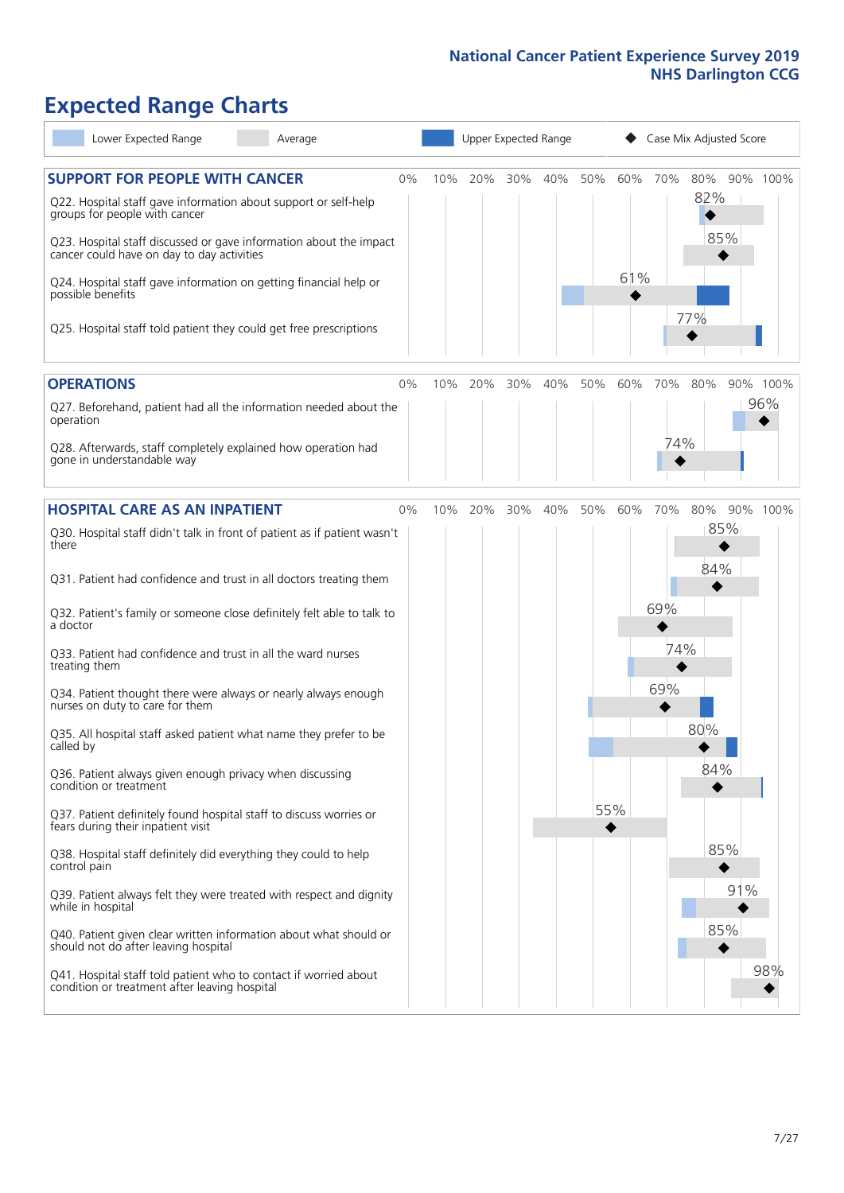# Expected Range Charts

Lower Expected Range | Average | Upper Expected Range | Case Mix Adjusted Score

## SUPPORT FOR PEOPLE WITH CANCER

| Question | Case Mix Adjusted Score |
|---|---|
| Q22. Hospital staff gave information about support or self-help groups for people with cancer | 82% |
| Q23. Hospital staff discussed or gave information about the impact cancer could have on day to day activities | 85% |
| Q24. Hospital staff gave information on getting financial help or possible benefits | 61% |
| Q25. Hospital staff told patient they could get free prescriptions | 77% |

## OPERATIONS

| Question | Case Mix Adjusted Score |
|---|---|
| Q27. Beforehand, patient had all the information needed about the operation | 96% |
| Q28. Afterwards, staff completely explained how operation had gone in understandable way | 74% |

## HOSPITAL CARE AS AN INPATIENT

| Question | Case Mix Adjusted Score |
|---|---|
| Q30. Hospital staff didn't talk in front of patient as if patient wasn't there | 85% |
| Q31. Patient had confidence and trust in all doctors treating them | 84% |
| Q32. Patient's family or someone close definitely felt able to talk to a doctor | 69% |
| Q33. Patient had confidence and trust in all the ward nurses treating them | 74% |
| Q34. Patient thought there were always or nearly always enough nurses on duty to care for them | 69% |
| Q35. All hospital staff asked patient what name they prefer to be called by | 80% |
| Q36. Patient always given enough privacy when discussing condition or treatment | 84% |
| Q37. Patient definitely found hospital staff to discuss worries or fears during their inpatient visit | 55% |
| Q38. Hospital staff definitely did everything they could to help control pain | 85% |
| Q39. Patient always felt they were treated with respect and dignity while in hospital | 91% |
| Q40. Patient given clear written information about what should or should not do after leaving hospital | 85% |
| Q41. Hospital staff told patient who to contact if worried about condition or treatment after leaving hospital | 98% |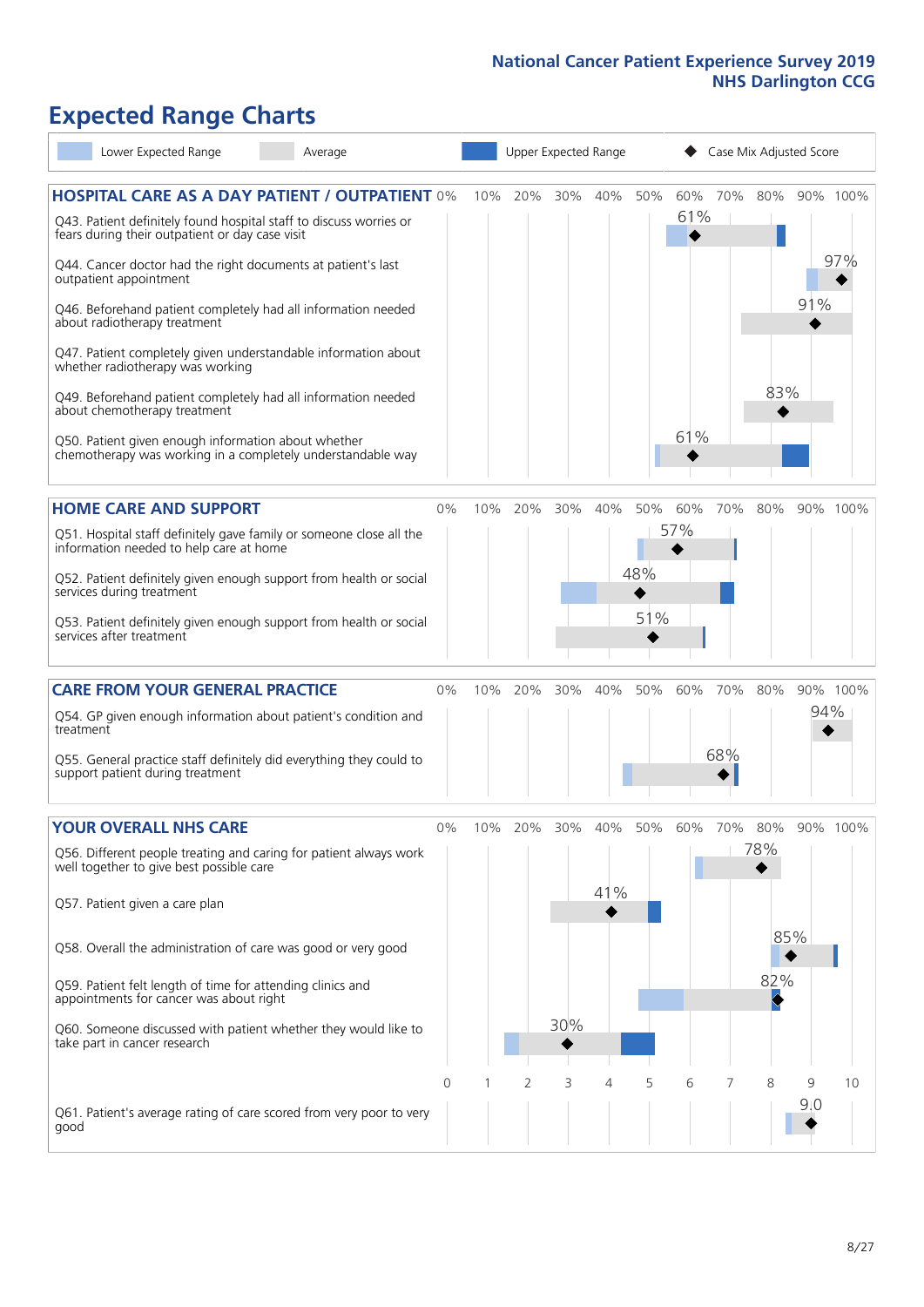National Cancer Patient Experience Survey 2019
NHS Darlington CCG

# Expected Range Charts

Lower Expected Range | Average | Upper Expected Range | ◆ Case Mix Adjusted Score

## HOSPITAL CARE AS A DAY PATIENT / OUTPATIENT

| Question | Case Mix Adjusted Score |
|---|---|
| Q43. Patient definitely found hospital staff to discuss worries or fears during their outpatient or day case visit | 61% |
| Q44. Cancer doctor had the right documents at patient's last outpatient appointment | 97% |
| Q46. Beforehand patient completely had all information needed about radiotherapy treatment | 91% |
| Q47. Patient completely given understandable information about whether radiotherapy treatment was working | |
| Q49. Beforehand patient completely had all information needed about chemotherapy treatment | 83% |
| Q50. Patient given enough information about whether chemotherapy was working in a completely understandable way | 61% |

## HOME CARE AND SUPPORT

| Question | Case Mix Adjusted Score |
|---|---|
| Q51. Hospital staff definitely gave family or someone close all the information needed to help care at home | 57% |
| Q52. Patient definitely given enough support from health or social services during treatment | 48% |
| Q53. Patient definitely given enough support from health or social services after treatment | 51% |

## CARE FROM YOUR GENERAL PRACTICE

| Question | Case Mix Adjusted Score |
|---|---|
| Q54. GP given enough information about patient's condition and treatment | 94% |
| Q55. General practice staff definitely did everything they could to support patient during treatment | 68% |

## YOUR OVERALL NHS CARE

| Question | Case Mix Adjusted Score |
|---|---|
| Q56. Different people treating and caring for patient always work well together to give best possible care | 78% |
| Q57. Patient given a care plan | 41% |
| Q58. Overall the administration of care was good or very good | 85% |
| Q59. Patient felt length of time for attending clinics and appointments for cancer was about right | 82% |
| Q60. Someone discussed with patient whether they would like to take part in cancer research | 30% |
| Q61. Patient's average rating of care scored from very poor to very good | 9.0 |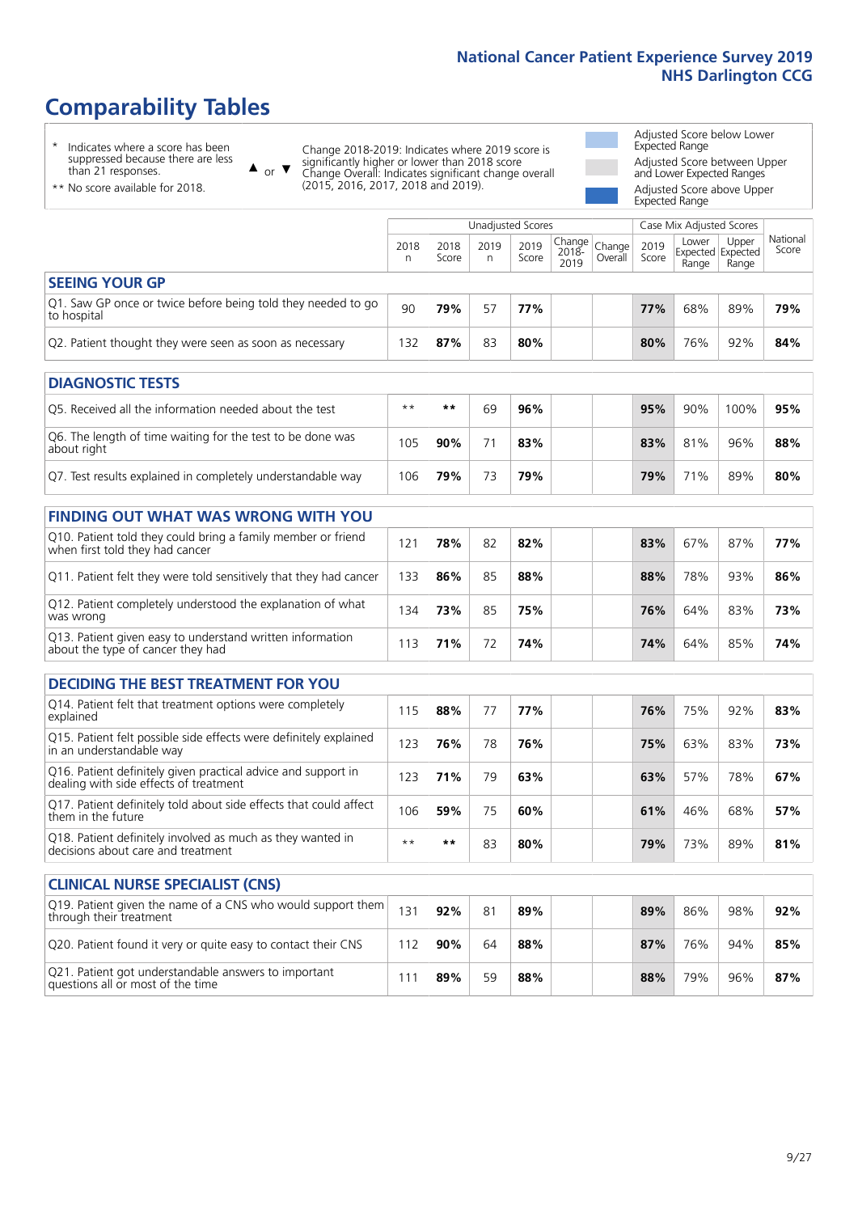# Comparability Tables

\* Indicates where a score has been suppressed because there are less than 21 responses.

\*\* No score available for 2018.

▲ or ▼ Change 2018-2019: Indicates where 2019 score is significantly higher or lower than 2018 score. Change Overall: Indicates significant change overall (2015, 2016, 2017, 2018 and 2019).

Adjusted Score below Lower Expected Range

Adjusted Score between Upper and Lower Expected Ranges

Adjusted Score above Upper Expected Range

| | Unadjusted Scores | | | | | | Case Mix Adjusted Scores | | | |
|---|---|---|---|---|---|---|---|---|---|---|
| | 2018 n | 2018 Score | 2019 n | 2019 Score | Change 2018-2019 | Change Overall | 2019 Score | Lower Expected Range | Upper Expected Range | National Score |
| **SEEING YOUR GP** | | | | | | | | | | |
| Q1. Saw GP once or twice before being told they needed to go to hospital | 90 | **79%** | 57 | **77%** | | | **77%** | 68% | 89% | **79%** |
| Q2. Patient thought they were seen as soon as necessary | 132 | **87%** | 83 | **80%** | | | **80%** | 76% | 92% | **84%** |
| **DIAGNOSTIC TESTS** | | | | | | | | | | |
| Q5. Received all the information needed about the test | ** | ** | 69 | **96%** | | | **95%** | 90% | 100% | **95%** |
| Q6. The length of time waiting for the test to be done was about right | 105 | **90%** | 71 | **83%** | | | **83%** | 81% | 96% | **88%** |
| Q7. Test results explained in completely understandable way | 106 | **79%** | 73 | **79%** | | | **79%** | 71% | 89% | **80%** |
| **FINDING OUT WHAT WAS WRONG WITH YOU** | | | | | | | | | | |
| Q10. Patient told they could bring a family member or friend when first told they had cancer | 121 | **78%** | 82 | **82%** | | | **83%** | 67% | 87% | **77%** |
| Q11. Patient felt they were told sensitively that they had cancer | 133 | **86%** | 85 | **88%** | | | **88%** | 78% | 93% | **86%** |
| Q12. Patient completely understood the explanation of what was wrong | 134 | **73%** | 85 | **75%** | | | **76%** | 64% | 83% | **73%** |
| Q13. Patient given easy to understand written information about the type of cancer they had | 113 | **71%** | 72 | **74%** | | | **74%** | 64% | 85% | **74%** |
| **DECIDING THE BEST TREATMENT FOR YOU** | | | | | | | | | | |
| Q14. Patient felt that treatment options were completely explained | 115 | **88%** | 77 | **77%** | | | **76%** | 75% | 92% | **83%** |
| Q15. Patient felt possible side effects were definitely explained in an understandable way | 123 | **76%** | 78 | **76%** | | | **75%** | 63% | 83% | **73%** |
| Q16. Patient definitely given practical advice and support in dealing with side effects of treatment | 123 | **71%** | 79 | **63%** | | | **63%** | 57% | 78% | **67%** |
| Q17. Patient definitely told about side effects that could affect them in the future | 106 | **59%** | 75 | **60%** | | | **61%** | 46% | 68% | **57%** |
| Q18. Patient definitely involved as much as they wanted in decisions about care and treatment | ** | ** | 83 | **80%** | | | **79%** | 73% | 89% | **81%** |
| **CLINICAL NURSE SPECIALIST (CNS)** | | | | | | | | | | |
| Q19. Patient given the name of a CNS who would support them through their treatment | 131 | **92%** | 81 | **89%** | | | **89%** | 86% | 98% | **92%** |
| Q20. Patient found it very or quite easy to contact their CNS | 112 | **90%** | 64 | **88%** | | | **87%** | 76% | 94% | **85%** |
| Q21. Patient got understandable answers to important questions all or most of the time | 111 | **89%** | 59 | **88%** | | | **88%** | 79% | 96% | **87%** |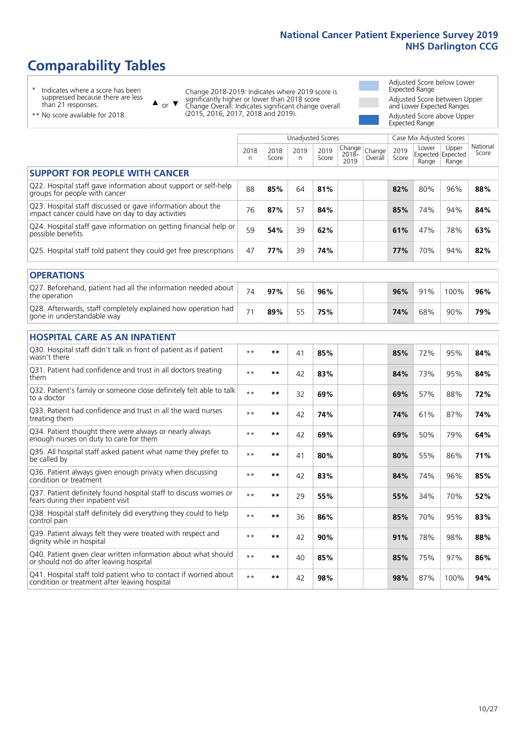# Comparability Tables

- \* Indicates where a score has been suppressed because there are less than 21 responses.
- \*\* No score available for 2018.

▲ or ▼ Change 2018-2019: Indicates where 2019 score is significantly higher or lower than 2018 score. Change Overall: Indicates significant change overall (2015, 2016, 2017, 2018 and 2019).

- Adjusted Score below Lower Expected Range
- Adjusted Score between Upper and Lower Expected Ranges
- Adjusted Score above Upper Expected Range

| | Unadjusted Scores | | | | | | Case Mix Adjusted Scores | | | |
|---|---|---|---|---|---|---|---|---|---|---|
| | 2018 n | 2018 Score | 2019 n | 2019 Score | Change 2018-2019 | Change Overall | 2019 Score | Lower Expected Range | Upper Expected Range | National Score |
| **SUPPORT FOR PEOPLE WITH CANCER** | | | | | | | | | | |
| Q22. Hospital staff gave information about support or self-help groups for people with cancer | 88 | **85%** | 64 | **81%** | | | **82%** | 80% | 96% | **88%** |
| Q23. Hospital staff discussed or gave information about the impact cancer could have on day to day activities | 76 | **87%** | 57 | **84%** | | | **85%** | 74% | 94% | **84%** |
| Q24. Hospital staff gave information on getting financial help or possible benefits | 59 | **54%** | 39 | **62%** | | | **61%** | 47% | 78% | **63%** |
| Q25. Hospital staff told patient they could get free prescriptions | 47 | **77%** | 39 | **74%** | | | **77%** | 70% | 94% | **82%** |
| **OPERATIONS** | | | | | | | | | | |
| Q27. Beforehand, patient had all the information needed about the operation | 74 | **97%** | 56 | **96%** | | | **96%** | 91% | 100% | **96%** |
| Q28. Afterwards, staff completely explained how operation had gone in understandable way | 71 | **89%** | 55 | **75%** | | | **74%** | 68% | 90% | **79%** |
| **HOSPITAL CARE AS AN INPATIENT** | | | | | | | | | | |
| Q30. Hospital staff didn't talk in front of patient as if patient wasn't there | ** | ** | 41 | **85%** | | | **85%** | 72% | 95% | **84%** |
| Q31. Patient had confidence and trust in all doctors treating them | ** | ** | 42 | **83%** | | | **84%** | 73% | 95% | **84%** |
| Q32. Patient's family or someone close definitely felt able to talk to a doctor | ** | ** | 32 | **69%** | | | **69%** | 57% | 88% | **72%** |
| Q33. Patient had confidence and trust in all the ward nurses treating them | ** | ** | 42 | **74%** | | | **74%** | 61% | 87% | **74%** |
| Q34. Patient thought there were always or nearly always enough nurses on duty to care for them | ** | ** | 42 | **69%** | | | **69%** | 50% | 79% | **64%** |
| Q35. All hospital staff asked patient what name they prefer to be called by | ** | ** | 41 | **80%** | | | **80%** | 55% | 86% | **71%** |
| Q36. Patient always given enough privacy when discussing condition or treatment | ** | ** | 42 | **83%** | | | **84%** | 74% | 96% | **85%** |
| Q37. Patient definitely found hospital staff to discuss worries or fears during their inpatient visit | ** | ** | 29 | **55%** | | | **55%** | 34% | 70% | **52%** |
| Q38. Hospital staff definitely did everything they could to help control pain | ** | ** | 36 | **86%** | | | **85%** | 70% | 95% | **83%** |
| Q39. Patient always felt they were treated with respect and dignity while in hospital | ** | ** | 42 | **90%** | | | **91%** | 78% | 98% | **88%** |
| Q40. Patient given clear written information about what should or should not do after leaving hospital | ** | ** | 40 | **85%** | | | **85%** | 75% | 97% | **86%** |
| Q41. Hospital staff told patient who to contact if worried about condition or treatment after leaving hospital | ** | ** | 42 | **98%** | | | **98%** | 87% | 100% | **94%** |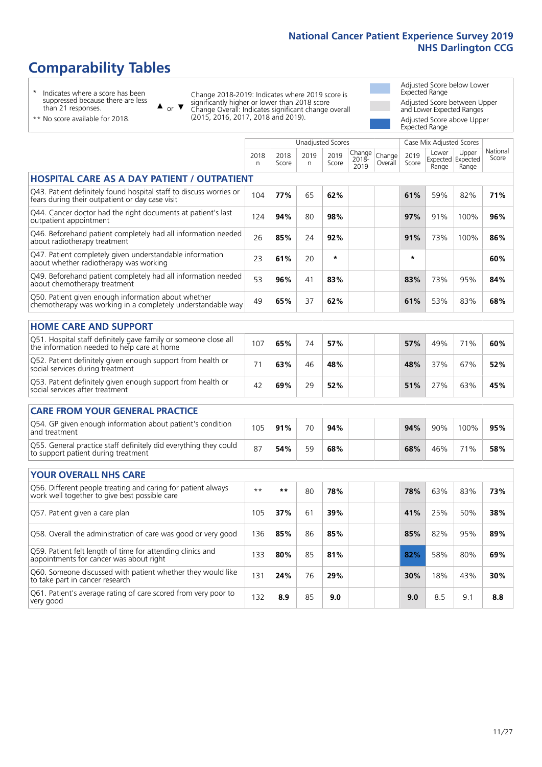# Comparability Tables

- \* Indicates where a score has been suppressed because there are less than 21 responses.
- ** No score available for 2018.

▲ or ▼ Change 2018-2019: Indicates where 2019 score is significantly higher or lower than 2018 score. Change Overall: Indicates significant change overall (2015, 2016, 2017, 2018 and 2019).

- Adjusted Score below Lower Expected Range
- Adjusted Score between Upper and Lower Expected Ranges
- Adjusted Score above Upper Expected Range

| | Unadjusted Scores | | | | | | Case Mix Adjusted Scores | | | |
|---|---|---|---|---|---|---|---|---|---|---|
| | 2018 n | 2018 Score | 2019 n | 2019 Score | Change 2018-2019 | Change Overall | 2019 Score | Lower Expected Range | Upper Expected Range | National Score |
| **HOSPITAL CARE AS A DAY PATIENT / OUTPATIENT** | | | | | | | | | | |
| Q43. Patient definitely found hospital staff to discuss worries or fears during their outpatient or day case visit | 104 | **77%** | 65 | **62%** | | | **61%** | 59% | 82% | **71%** |
| Q44. Cancer doctor had the right documents at patient's last outpatient appointment | 124 | **94%** | 80 | **98%** | | | **97%** | 91% | 100% | **96%** |
| Q46. Beforehand patient completely had all information needed about radiotherapy treatment | 26 | **85%** | 24 | **92%** | | | **91%** | 73% | 100% | **86%** |
| Q47. Patient completely given understandable information about whether radiotherapy was working | 23 | **61%** | 20 | * | | | * | | | **60%** |
| Q49. Beforehand patient completely had all information needed about chemotherapy treatment | 53 | **96%** | 41 | **83%** | | | **83%** | 73% | 95% | **84%** |
| Q50. Patient given enough information about whether chemotherapy was working in a completely understandable way | 49 | **65%** | 37 | **62%** | | | **61%** | 53% | 83% | **68%** |
| **HOME CARE AND SUPPORT** | | | | | | | | | | |
| Q51. Hospital staff definitely gave family or someone close all the information needed to help care at home | 107 | **65%** | 74 | **57%** | | | **57%** | 49% | 71% | **60%** |
| Q52. Patient definitely given enough support from health or social services during treatment | 71 | **63%** | 46 | **48%** | | | **48%** | 37% | 67% | **52%** |
| Q53. Patient definitely given enough support from health or social services after treatment | 42 | **69%** | 29 | **52%** | | | **51%** | 27% | 63% | **45%** |
| **CARE FROM YOUR GENERAL PRACTICE** | | | | | | | | | | |
| Q54. GP given enough information about patient's condition and treatment | 105 | **91%** | 70 | **94%** | | | **94%** | 90% | 100% | **95%** |
| Q55. General practice staff definitely did everything they could to support patient during treatment | 87 | **54%** | 59 | **68%** | | | **68%** | 46% | 71% | **58%** |
| **YOUR OVERALL NHS CARE** | | | | | | | | | | |
| Q56. Different people treating and caring for patient always work well together to give best possible care | ** | ** | 80 | **78%** | | | **78%** | 63% | 83% | **73%** |
| Q57. Patient given a care plan | 105 | **37%** | 61 | **39%** | | | **41%** | 25% | 50% | **38%** |
| Q58. Overall the administration of care was good or very good | 136 | **85%** | 86 | **85%** | | | **85%** | 82% | 95% | **89%** |
| Q59. Patient felt length of time for attending clinics and appointments for cancer was about right | 133 | **80%** | 85 | **81%** | | | **82%** | 58% | 80% | **69%** |
| Q60. Someone discussed with patient whether they would like to take part in cancer research | 131 | **24%** | 76 | **29%** | | | **30%** | 18% | 43% | **30%** |
| Q61. Patient's average rating of care scored from very poor to very good | 132 | **8.9** | 85 | **9.0** | | | **9.0** | 8.5 | 9.1 | **8.8** |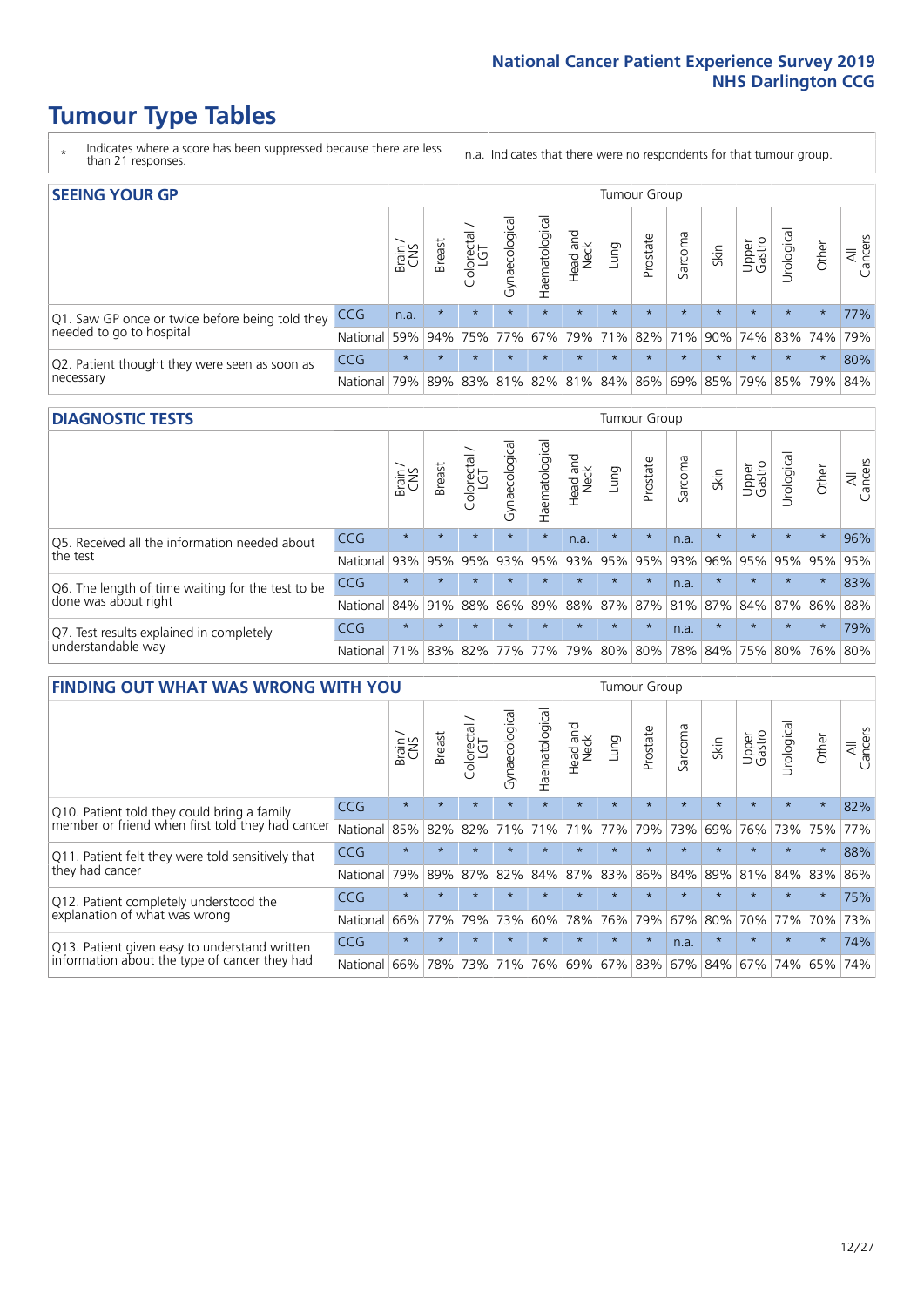# Tumour Type Tables

\* Indicates where a score has been suppressed because there are less than 21 responses.

n.a. Indicates that there were no respondents for that tumour group.

## SEEING YOUR GP

| | | Brain / CNS | Breast | Colorectal / LGT | Gynaecological | Haematological | Head and Neck | Lung | Prostate | Sarcoma | Skin | Upper Gastro | Urological | Other | All Cancers |
|---|---|---|---|---|---|---|---|---|---|---|---|---|---|---|---|
| Q1. Saw GP once or twice before being told they needed to go to hospital | CCG | n.a. | * | * | * | * | * | * | * | * | * | * | * | * | 77% |
| | National | 59% | 94% | 75% | 77% | 67% | 79% | 71% | 82% | 71% | 90% | 74% | 83% | 74% | 79% |
| Q2. Patient thought they were seen as soon as necessary | CCG | * | * | * | * | * | * | * | * | * | * | * | * | * | 80% |
| | National | 79% | 89% | 83% | 81% | 82% | 81% | 84% | 86% | 69% | 85% | 79% | 85% | 79% | 84% |

## DIAGNOSTIC TESTS

| | | Brain / CNS | Breast | Colorectal / LGT | Gynaecological | Haematological | Head and Neck | Lung | Prostate | Sarcoma | Skin | Upper Gastro | Urological | Other | All Cancers |
|---|---|---|---|---|---|---|---|---|---|---|---|---|---|---|---|
| Q5. Received all the information needed about the test | CCG | * | * | * | * | * | n.a. | * | * | n.a. | * | * | * | * | 96% |
| | National | 93% | 95% | 95% | 93% | 95% | 93% | 95% | 95% | 93% | 96% | 95% | 95% | 95% | 95% |
| Q6. The length of time waiting for the test to be done was about right | CCG | * | * | * | * | * | * | * | * | n.a. | * | * | * | * | 83% |
| | National | 84% | 91% | 88% | 86% | 89% | 88% | 87% | 87% | 81% | 87% | 84% | 87% | 86% | 88% |
| Q7. Test results explained in completely understandable way | CCG | * | * | * | * | * | * | * | * | n.a. | * | * | * | * | 79% |
| | National | 71% | 83% | 82% | 77% | 77% | 79% | 80% | 80% | 78% | 84% | 75% | 80% | 76% | 80% |

## FINDING OUT WHAT WAS WRONG WITH YOU

| | | Brain / CNS | Breast | Colorectal / LGT | Gynaecological | Haematological | Head and Neck | Lung | Prostate | Sarcoma | Skin | Upper Gastro | Urological | Other | All Cancers |
|---|---|---|---|---|---|---|---|---|---|---|---|---|---|---|---|
| Q10. Patient told they could bring a family member or friend when first told they had cancer | CCG | * | * | * | * | * | * | * | * | * | * | * | * | * | 82% |
| | National | 85% | 82% | 82% | 71% | 71% | 71% | 77% | 79% | 73% | 69% | 76% | 73% | 75% | 77% |
| Q11. Patient felt they were told sensitively that they had cancer | CCG | * | * | * | * | * | * | * | * | * | * | * | * | * | 88% |
| | National | 79% | 89% | 87% | 82% | 84% | 87% | 83% | 86% | 84% | 89% | 81% | 84% | 83% | 86% |
| Q12. Patient completely understood the explanation of what was wrong | CCG | * | * | * | * | * | * | * | * | * | * | * | * | * | 75% |
| | National | 66% | 77% | 79% | 73% | 60% | 78% | 76% | 79% | 67% | 80% | 70% | 77% | 70% | 73% |
| Q13. Patient given easy to understand written information about the type of cancer they had | CCG | * | * | * | * | * | * | * | * | n.a. | * | * | * | * | 74% |
| | National | 66% | 78% | 73% | 71% | 76% | 69% | 67% | 83% | 67% | 84% | 67% | 74% | 65% | 74% |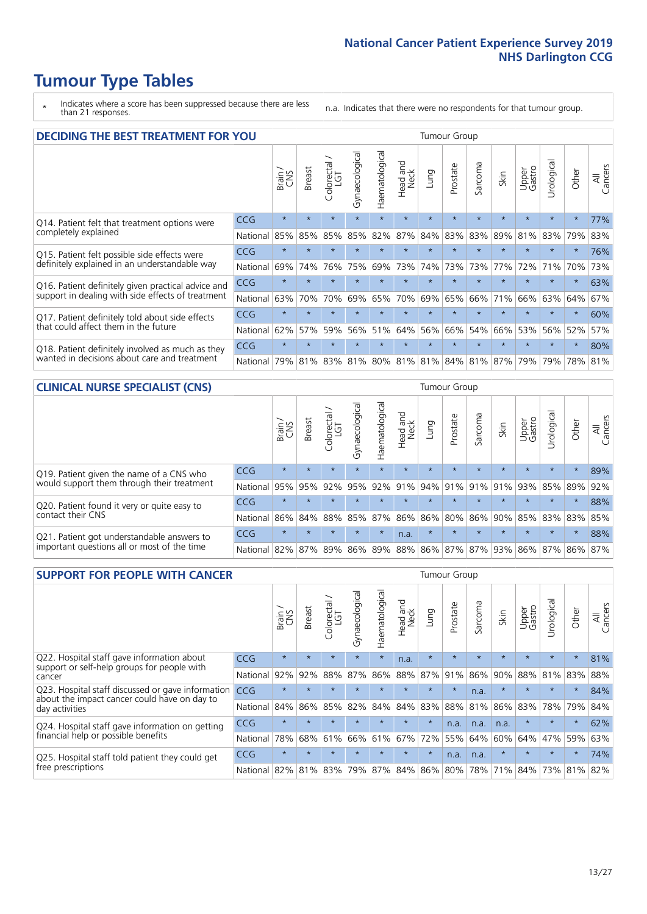# Tumour Type Tables

\* Indicates where a score has been suppressed because there are less than 21 responses.

n.a. Indicates that there were no respondents for that tumour group.

## DECIDING THE BEST TREATMENT FOR YOU

| | | Brain / CNS | Breast | Colorectal / LGT | Gynaecological | Haematological | Head and Neck | Lung | Prostate | Sarcoma | Skin | Upper Gastro | Urological | Other | All Cancers |
|---|---|---|---|---|---|---|---|---|---|---|---|---|---|---|---|
| Q14. Patient felt that treatment options were completely explained | CCG | * | * | * | * | * | * | * | * | * | * | * | * | * | 77% |
| | National | 85% | 85% | 85% | 85% | 82% | 87% | 84% | 83% | 83% | 89% | 81% | 83% | 79% | 83% |
| Q15. Patient felt possible side effects were definitely explained in an understandable way | CCG | * | * | * | * | * | * | * | * | * | * | * | * | * | 76% |
| | National | 69% | 74% | 76% | 75% | 69% | 73% | 74% | 73% | 73% | 77% | 72% | 71% | 70% | 73% |
| Q16. Patient definitely given practical advice and support in dealing with side effects of treatment | CCG | * | * | * | * | * | * | * | * | * | * | * | * | * | 63% |
| | National | 63% | 70% | 70% | 69% | 65% | 70% | 69% | 65% | 66% | 71% | 66% | 63% | 64% | 67% |
| Q17. Patient definitely told about side effects that could affect them in the future | CCG | * | * | * | * | * | * | * | * | * | * | * | * | * | 60% |
| | National | 62% | 57% | 59% | 56% | 51% | 64% | 56% | 66% | 54% | 66% | 53% | 56% | 52% | 57% |
| Q18. Patient definitely involved as much as they wanted in decisions about care and treatment | CCG | * | * | * | * | * | * | * | * | * | * | * | * | * | 80% |
| | National | 79% | 81% | 83% | 81% | 80% | 81% | 81% | 84% | 81% | 87% | 79% | 79% | 78% | 81% |

## CLINICAL NURSE SPECIALIST (CNS)

| | | Brain / CNS | Breast | Colorectal / LGT | Gynaecological | Haematological | Head and Neck | Lung | Prostate | Sarcoma | Skin | Upper Gastro | Urological | Other | All Cancers |
|---|---|---|---|---|---|---|---|---|---|---|---|---|---|---|---|
| Q19. Patient given the name of a CNS who would support them through their treatment | CCG | * | * | * | * | * | * | * | * | * | * | * | * | * | 89% |
| | National | 95% | 95% | 92% | 95% | 92% | 91% | 94% | 91% | 91% | 91% | 93% | 85% | 89% | 92% |
| Q20. Patient found it very or quite easy to contact their CNS | CCG | * | * | * | * | * | * | * | * | * | * | * | * | * | 88% |
| | National | 86% | 84% | 88% | 85% | 87% | 86% | 86% | 80% | 86% | 90% | 85% | 83% | 83% | 85% |
| Q21. Patient got understandable answers to important questions all or most of the time | CCG | * | * | * | * | * | n.a. | * | * | * | * | * | * | * | 88% |
| | National | 82% | 87% | 89% | 86% | 89% | 88% | 86% | 87% | 87% | 93% | 86% | 87% | 86% | 87% |

## SUPPORT FOR PEOPLE WITH CANCER

| | | Brain / CNS | Breast | Colorectal / LGT | Gynaecological | Haematological | Head and Neck | Lung | Prostate | Sarcoma | Skin | Upper Gastro | Urological | Other | All Cancers |
|---|---|---|---|---|---|---|---|---|---|---|---|---|---|---|---|
| Q22. Hospital staff gave information about support or self-help groups for people with cancer | CCG | * | * | * | * | * | n.a. | * | * | * | * | * | * | * | 81% |
| | National | 92% | 92% | 88% | 87% | 86% | 88% | 87% | 91% | 86% | 90% | 88% | 81% | 83% | 88% |
| Q23. Hospital staff discussed or gave information about the impact cancer could have on day to day activities | CCG | * | * | * | * | * | * | * | * | n.a. | * | * | * | * | 84% |
| | National | 84% | 86% | 85% | 82% | 84% | 84% | 83% | 88% | 81% | 86% | 83% | 78% | 79% | 84% |
| Q24. Hospital staff gave information on getting financial help or possible benefits | CCG | * | * | * | * | * | * | * | n.a. | n.a. | n.a. | * | * | * | 62% |
| | National | 78% | 68% | 61% | 66% | 61% | 67% | 72% | 55% | 64% | 60% | 64% | 47% | 59% | 63% |
| Q25. Hospital staff told patient they could get free prescriptions | CCG | * | * | * | * | * | * | * | n.a. | n.a. | * | * | * | * | 74% |
| | National | 82% | 81% | 83% | 79% | 87% | 84% | 86% | 80% | 78% | 71% | 84% | 73% | 81% | 82% |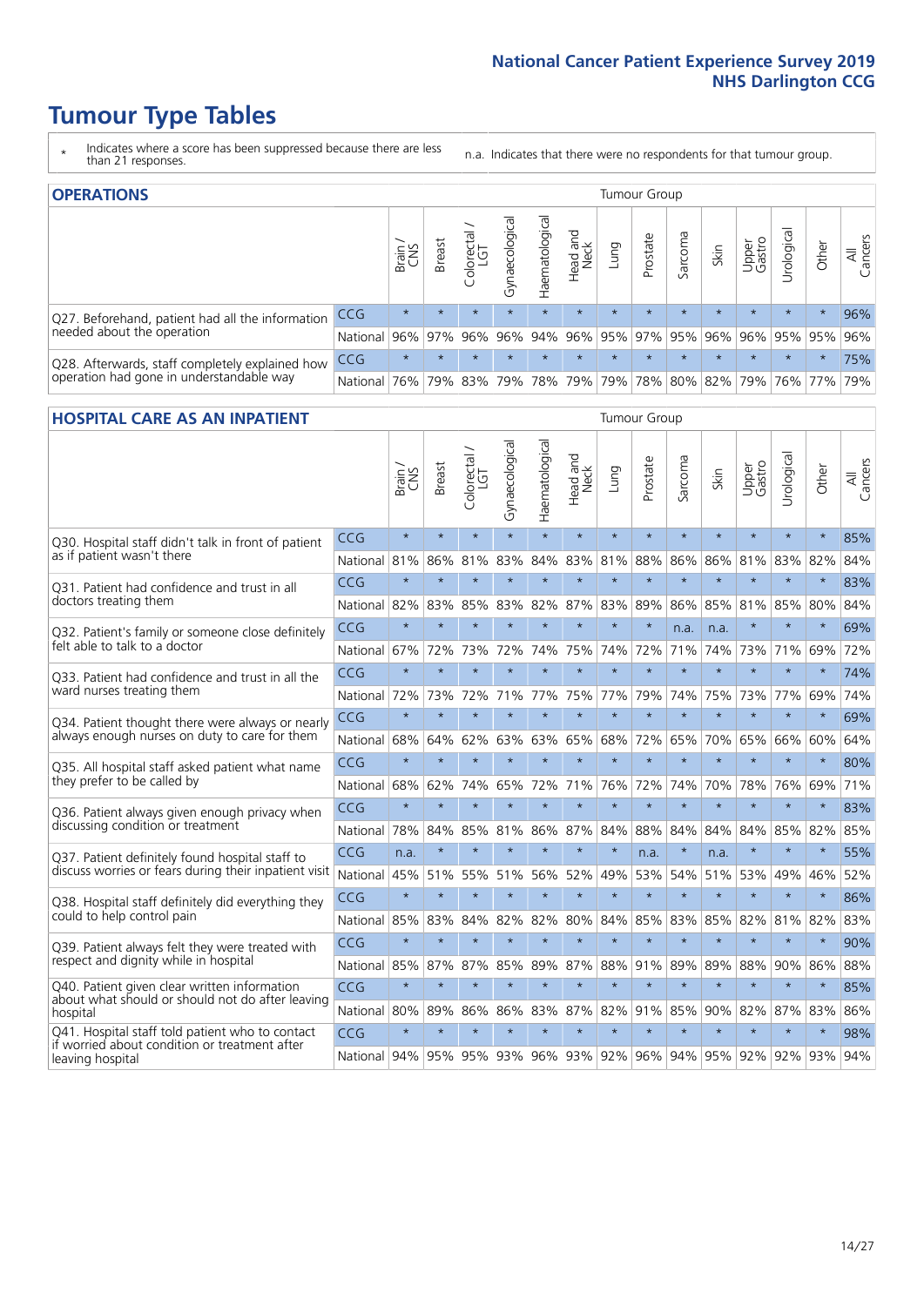# Tumour Type Tables

\* Indicates where a score has been suppressed because there are less than 21 responses.

n.a. Indicates that there were no respondents for that tumour group.

## OPERATIONS

| | | Brain / CNS | Breast | Colorectal / LGT | Gynaecological | Haematological | Head and Neck | Lung | Prostate | Sarcoma | Skin | Upper Gastro | Urological | Other | All Cancers |
|---|---|---|---|---|---|---|---|---|---|---|---|---|---|---|---|
| Q27. Beforehand, patient had all the information needed about the operation | CCG | * | * | * | * | * | * | * | * | * | * | * | * | * | 96% |
| | National | 96% | 97% | 96% | 96% | 94% | 96% | 95% | 97% | 95% | 96% | 96% | 95% | 95% | 96% |
| Q28. Afterwards, staff completely explained how operation had gone in understandable way | CCG | * | * | * | * | * | * | * | * | * | * | * | * | * | 75% |
| | National | 76% | 79% | 83% | 79% | 78% | 79% | 79% | 78% | 80% | 82% | 79% | 76% | 77% | 79% |

## HOSPITAL CARE AS AN INPATIENT

| | | Brain / CNS | Breast | Colorectal / LGT | Gynaecological | Haematological | Head and Neck | Lung | Prostate | Sarcoma | Skin | Upper Gastro | Urological | Other | All Cancers |
|---|---|---|---|---|---|---|---|---|---|---|---|---|---|---|---|
| Q30. Hospital staff didn't talk in front of patient as if patient wasn't there | CCG | * | * | * | * | * | * | * | * | * | * | * | * | * | 85% |
| | National | 81% | 86% | 81% | 83% | 84% | 83% | 81% | 88% | 86% | 86% | 81% | 83% | 82% | 84% |
| Q31. Patient had confidence and trust in all doctors treating them | CCG | * | * | * | * | * | * | * | * | * | * | * | * | * | 83% |
| | National | 82% | 83% | 85% | 83% | 82% | 87% | 83% | 89% | 86% | 85% | 81% | 85% | 80% | 84% |
| Q32. Patient's family or someone close definitely felt able to talk to a doctor | CCG | * | * | * | * | * | * | * | * | n.a. | n.a. | * | * | * | 69% |
| | National | 67% | 72% | 73% | 72% | 74% | 75% | 74% | 72% | 71% | 74% | 73% | 71% | 69% | 72% |
| Q33. Patient had confidence and trust in all the ward nurses treating them | CCG | * | * | * | * | * | * | * | * | * | * | * | * | * | 74% |
| | National | 72% | 73% | 72% | 71% | 77% | 75% | 77% | 79% | 74% | 75% | 73% | 77% | 69% | 74% |
| Q34. Patient thought there were always or nearly always enough nurses on duty to care for them | CCG | * | * | * | * | * | * | * | * | * | * | * | * | * | 69% |
| | National | 68% | 64% | 62% | 63% | 63% | 65% | 68% | 72% | 65% | 70% | 65% | 66% | 60% | 64% |
| Q35. All hospital staff asked patient what name they prefer to be called by | CCG | * | * | * | * | * | * | * | * | * | * | * | * | * | 80% |
| | National | 68% | 62% | 74% | 65% | 72% | 71% | 76% | 72% | 74% | 70% | 78% | 76% | 69% | 71% |
| Q36. Patient always given enough privacy when discussing condition or treatment | CCG | * | * | * | * | * | * | * | * | * | * | * | * | * | 83% |
| | National | 78% | 84% | 85% | 81% | 86% | 87% | 84% | 88% | 84% | 84% | 84% | 85% | 82% | 85% |
| Q37. Patient definitely found hospital staff to discuss worries or fears during their inpatient visit | CCG | n.a. | * | * | * | * | * | * | n.a. | * | n.a. | * | * | * | 55% |
| | National | 45% | 51% | 55% | 51% | 56% | 52% | 49% | 53% | 54% | 51% | 53% | 49% | 46% | 52% |
| Q38. Hospital staff definitely did everything they could to help control pain | CCG | * | * | * | * | * | * | * | * | * | * | * | * | * | 86% |
| | National | 85% | 83% | 84% | 82% | 82% | 80% | 84% | 85% | 83% | 85% | 82% | 81% | 82% | 83% |
| Q39. Patient always felt they were treated with respect and dignity while in hospital | CCG | * | * | * | * | * | * | * | * | * | * | * | * | * | 90% |
| | National | 85% | 87% | 87% | 85% | 89% | 87% | 88% | 91% | 89% | 89% | 88% | 90% | 86% | 88% |
| Q40. Patient given clear written information about what should or should not do after leaving hospital | CCG | * | * | * | * | * | * | * | * | * | * | * | * | * | 85% |
| | National | 80% | 89% | 86% | 86% | 83% | 87% | 82% | 91% | 85% | 90% | 82% | 87% | 83% | 86% |
| Q41. Hospital staff told patient who to contact if worried about condition or treatment after leaving hospital | CCG | * | * | * | * | * | * | * | * | * | * | * | * | * | 98% |
| | National | 94% | 95% | 95% | 93% | 96% | 93% | 92% | 96% | 94% | 95% | 92% | 92% | 93% | 94% |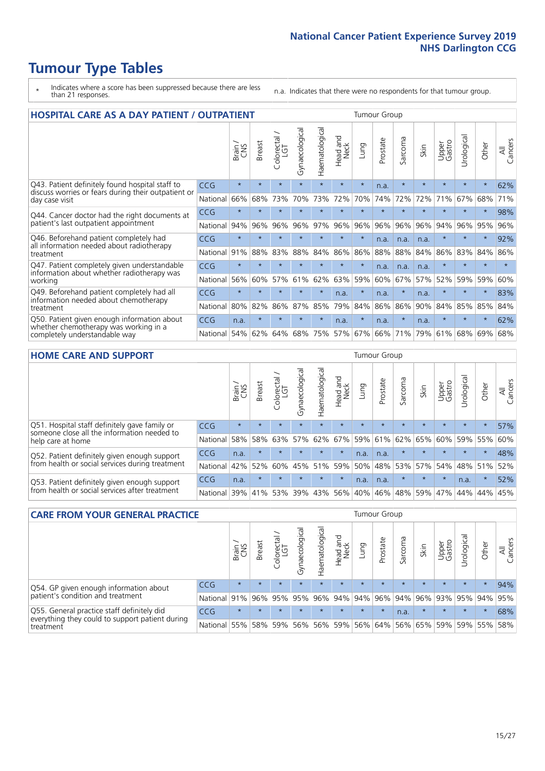# Tumour Type Tables

\* Indicates where a score has been suppressed because there are less than 21 responses.

n.a. Indicates that there were no respondents for that tumour group.

## HOSPITAL CARE AS A DAY PATIENT / OUTPATIENT

| | | Brain / CNS | Breast | Colorectal / LGT | Gynaecological | Haematological | Head and Neck | Lung | Prostate | Sarcoma | Skin | Upper Gastro | Urological | Other | All Cancers |
|---|---|---|---|---|---|---|---|---|---|---|---|---|---|---|---|
| Q43. Patient definitely found hospital staff to discuss worries or fears during their outpatient or day case visit | CCG | * | * | * | * | * | * | * | n.a. | * | * | * | * | * | 62% |
| | National | 66% | 68% | 73% | 70% | 73% | 72% | 70% | 74% | 72% | 72% | 71% | 67% | 68% | 71% |
| Q44. Cancer doctor had the right documents at patient's last outpatient appointment | CCG | * | * | * | * | * | * | * | * | * | * | * | * | * | 98% |
| | National | 94% | 96% | 96% | 96% | 97% | 96% | 96% | 96% | 96% | 96% | 94% | 96% | 95% | 96% |
| Q46. Beforehand patient completely had all information needed about radiotherapy treatment | CCG | * | * | * | * | * | * | * | n.a. | n.a. | n.a. | * | * | * | 92% |
| | National | 91% | 88% | 83% | 88% | 84% | 86% | 86% | 88% | 88% | 84% | 86% | 83% | 84% | 86% |
| Q47. Patient completely given understandable information about whether radiotherapy was working | CCG | * | * | * | * | * | * | * | n.a. | n.a. | n.a. | * | * | * | * |
| | National | 56% | 60% | 57% | 61% | 62% | 63% | 59% | 60% | 67% | 57% | 52% | 59% | 59% | 60% |
| Q49. Beforehand patient completely had all information needed about chemotherapy treatment | CCG | * | * | * | * | * | n.a. | * | n.a. | * | n.a. | * | * | * | 83% |
| | National | 80% | 82% | 86% | 87% | 85% | 79% | 84% | 86% | 86% | 90% | 84% | 85% | 85% | 84% |
| Q50. Patient given enough information about whether chemotherapy was working in a completely understandable way | CCG | n.a. | * | * | * | * | n.a. | * | n.a. | * | n.a. | * | * | * | 62% |
| | National | 54% | 62% | 64% | 68% | 75% | 57% | 67% | 66% | 71% | 79% | 61% | 68% | 69% | 68% |

## HOME CARE AND SUPPORT

| | | Brain / CNS | Breast | Colorectal / LGT | Gynaecological | Haematological | Head and Neck | Lung | Prostate | Sarcoma | Skin | Upper Gastro | Urological | Other | All Cancers |
|---|---|---|---|---|---|---|---|---|---|---|---|---|---|---|---|
| Q51. Hospital staff definitely gave family or someone close all the information needed to help care at home | CCG | * | * | * | * | * | * | * | * | * | * | * | * | * | 57% |
| | National | 58% | 58% | 63% | 57% | 62% | 67% | 59% | 61% | 62% | 65% | 60% | 59% | 55% | 60% |
| Q52. Patient definitely given enough support from health or social services during treatment | CCG | n.a. | * | * | * | * | * | n.a. | n.a. | * | * | * | * | * | 48% |
| | National | 42% | 52% | 60% | 45% | 51% | 59% | 50% | 48% | 53% | 57% | 54% | 48% | 51% | 52% |
| Q53. Patient definitely given enough support from health or social services after treatment | CCG | n.a. | * | * | * | * | * | n.a. | n.a. | * | * | * | n.a. | * | 52% |
| | National | 39% | 41% | 53% | 39% | 43% | 56% | 40% | 46% | 48% | 59% | 47% | 44% | 44% | 45% |

## CARE FROM YOUR GENERAL PRACTICE

| | | Brain / CNS | Breast | Colorectal / LGT | Gynaecological | Haematological | Head and Neck | Lung | Prostate | Sarcoma | Skin | Upper Gastro | Urological | Other | All Cancers |
|---|---|---|---|---|---|---|---|---|---|---|---|---|---|---|---|
| Q54. GP given enough information about patient's condition and treatment | CCG | * | * | * | * | * | * | * | * | * | * | * | * | * | 94% |
| | National | 91% | 96% | 95% | 95% | 96% | 94% | 94% | 96% | 94% | 96% | 93% | 95% | 94% | 95% |
| Q55. General practice staff definitely did everything they could to support patient during treatment | CCG | * | * | * | * | * | * | * | * | n.a. | * | * | * | * | 68% |
| | National | 55% | 58% | 59% | 56% | 56% | 59% | 56% | 64% | 56% | 65% | 59% | 59% | 55% | 58% |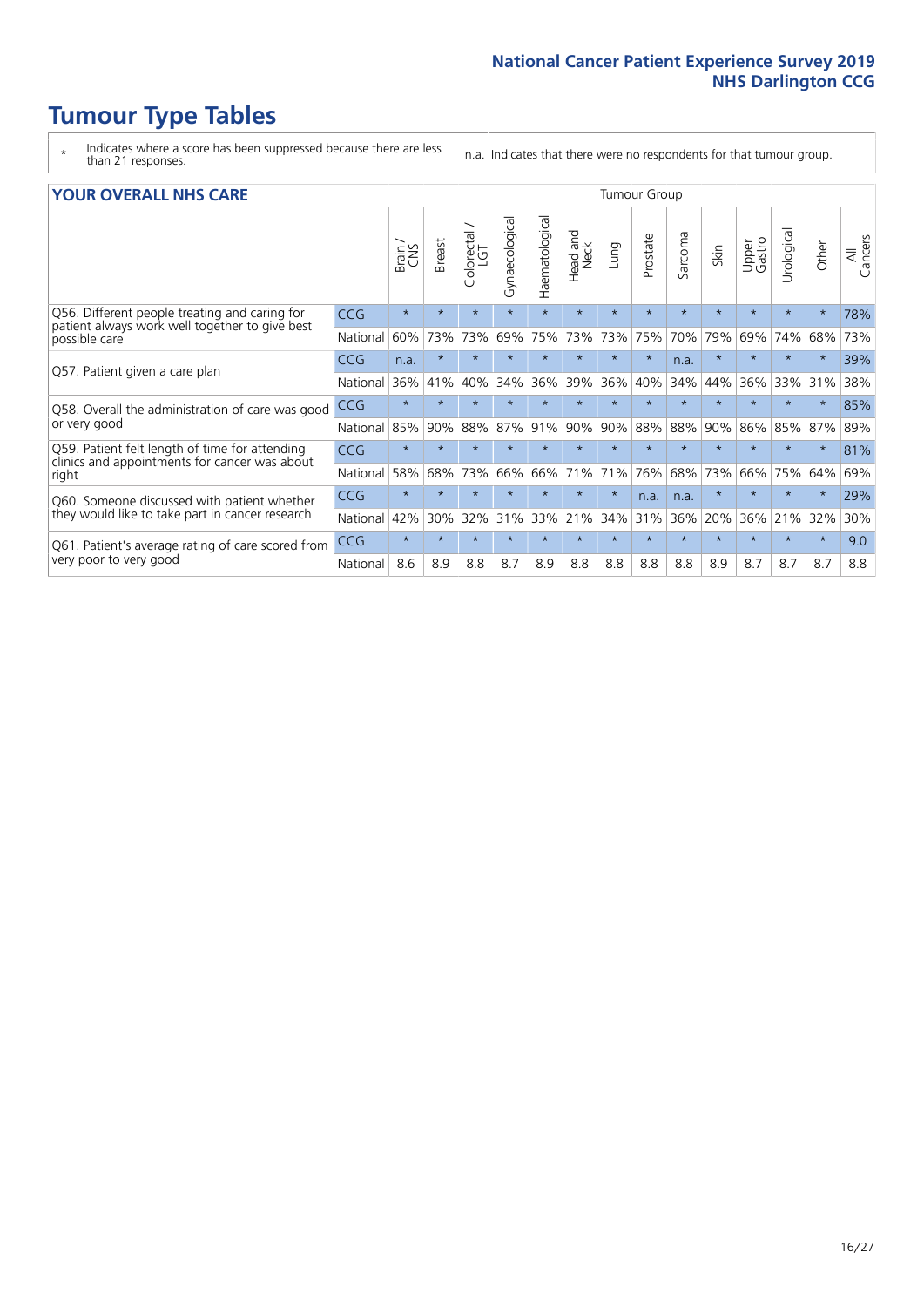# Tumour Type Tables

\* Indicates where a score has been suppressed because there are less than 21 responses.

n.a. Indicates that there were no respondents for that tumour group.

| YOUR OVERALL NHS CARE | | Tumour Group | | | | | | | | | | | | | |
|---|---|---|---|---|---|---|---|---|---|---|---|---|---|---|---|
| | | Brain / CNS | Breast | Colorectal / LGT | Gynaecological | Haematological | Head and Neck | Lung | Prostate | Sarcoma | Skin | Upper Gastro | Urological | Other | All Cancers |
| Q56. Different people treating and caring for patient always work well together to give best possible care | CCG | * | * | * | * | * | * | * | * | * | * | * | * | * | 78% |
| | National | 60% | 73% | 73% | 69% | 75% | 73% | 73% | 75% | 70% | 79% | 69% | 74% | 68% | 73% |
| Q57. Patient given a care plan | CCG | n.a. | * | * | * | * | * | * | * | n.a. | * | * | * | * | 39% |
| | National | 36% | 41% | 40% | 34% | 36% | 39% | 36% | 40% | 34% | 44% | 36% | 33% | 31% | 38% |
| Q58. Overall the administration of care was good or very good | CCG | * | * | * | * | * | * | * | * | * | * | * | * | * | 85% |
| | National | 85% | 90% | 88% | 87% | 91% | 90% | 90% | 88% | 88% | 90% | 86% | 85% | 87% | 89% |
| Q59. Patient felt length of time for attending clinics and appointments for cancer was about right | CCG | * | * | * | * | * | * | * | * | * | * | * | * | * | 81% |
| | National | 58% | 68% | 73% | 66% | 66% | 71% | 71% | 76% | 68% | 73% | 66% | 75% | 64% | 69% |
| Q60. Someone discussed with patient whether they would like to take part in cancer research | CCG | * | * | * | * | * | * | * | n.a. | n.a. | * | * | * | * | 29% |
| | National | 42% | 30% | 32% | 31% | 33% | 21% | 34% | 31% | 36% | 20% | 36% | 21% | 32% | 30% |
| Q61. Patient's average rating of care scored from very poor to very good | CCG | * | * | * | * | * | * | * | * | * | * | * | * | * | 9.0 |
| | National | 8.6 | 8.9 | 8.8 | 8.7 | 8.9 | 8.8 | 8.8 | 8.8 | 8.8 | 8.9 | 8.7 | 8.7 | 8.7 | 8.8 |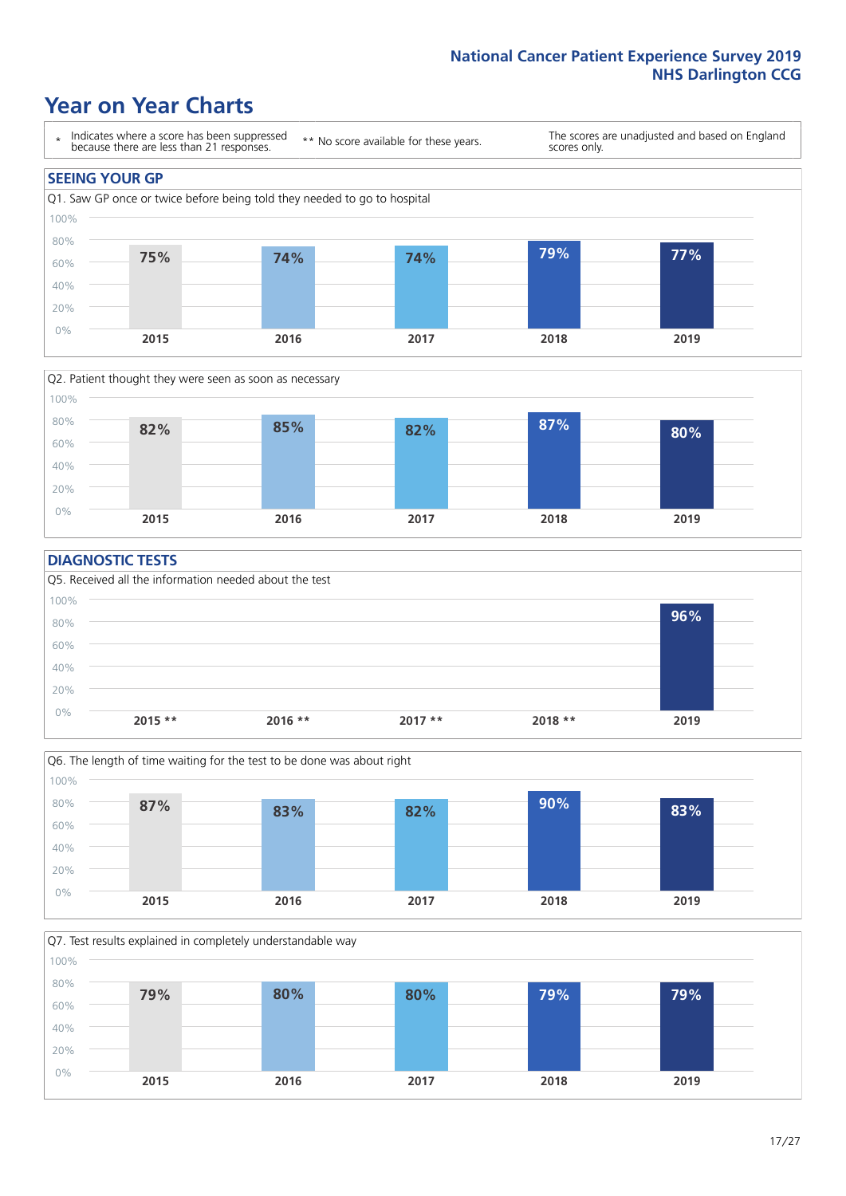# Year on Year Charts

\* Indicates where a score has been suppressed because there are less than 21 responses.

** No score available for these years.

The scores are unadjusted and based on England scores only.

## SEEING YOUR GP

Q1. Saw GP once or twice before being told they needed to go to hospital

| 2015 | 2016 | 2017 | 2018 | 2019 |
|---|---|---|---|---|
| 75% | 74% | 74% | 79% | 77% |

Q2. Patient thought they were seen as soon as necessary

| 2015 | 2016 | 2017 | 2018 | 2019 |
|---|---|---|---|---|
| 82% | 85% | 82% | 87% | 80% |

## DIAGNOSTIC TESTS

Q5. Received all the information needed about the test

| 2015 ** | 2016 ** | 2017 ** | 2018 ** | 2019 |
|---|---|---|---|---|
| | | | | 96% |

Q6. The length of time waiting for the test to be done was about right

| 2015 | 2016 | 2017 | 2018 | 2019 |
|---|---|---|---|---|
| 87% | 83% | 82% | 90% | 83% |

Q7. Test results explained in completely understandable way

| 2015 | 2016 | 2017 | 2018 | 2019 |
|---|---|---|---|---|
| 79% | 80% | 80% | 79% | 79% |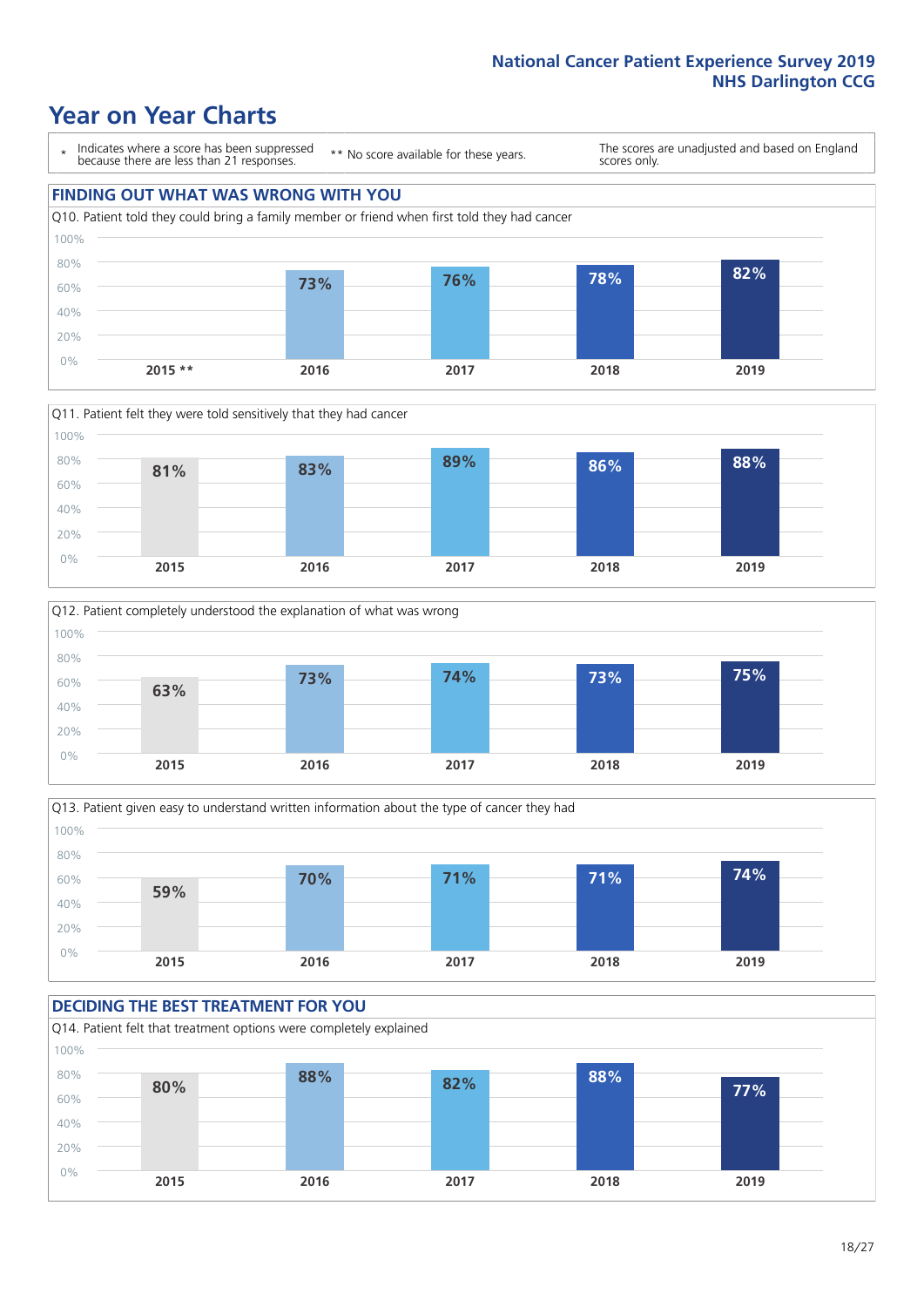# Year on Year Charts

\* Indicates where a score has been suppressed because there are less than 21 responses.

** No score available for these years.

The scores are unadjusted and based on England scores only.

## FINDING OUT WHAT WAS WRONG WITH YOU

Q10. Patient told they could bring a family member or friend when first told they had cancer

| 2015 ** | 2016 | 2017 | 2018 | 2019 |
|---|---|---|---|---|
| | 73% | 76% | 78% | 82% |

Q11. Patient felt they were told sensitively that they had cancer

| 2015 | 2016 | 2017 | 2018 | 2019 |
|---|---|---|---|---|
| 81% | 83% | 89% | 86% | 88% |

Q12. Patient completely understood the explanation of what was wrong

| 2015 | 2016 | 2017 | 2018 | 2019 |
|---|---|---|---|---|
| 63% | 73% | 74% | 73% | 75% |

Q13. Patient given easy to understand written information about the type of cancer they had

| 2015 | 2016 | 2017 | 2018 | 2019 |
|---|---|---|---|---|
| 59% | 70% | 71% | 71% | 74% |

## DECIDING THE BEST TREATMENT FOR YOU

Q14. Patient felt that treatment options were completely explained

| 2015 | 2016 | 2017 | 2018 | 2019 |
|---|---|---|---|---|
| 80% | 88% | 82% | 88% | 77% |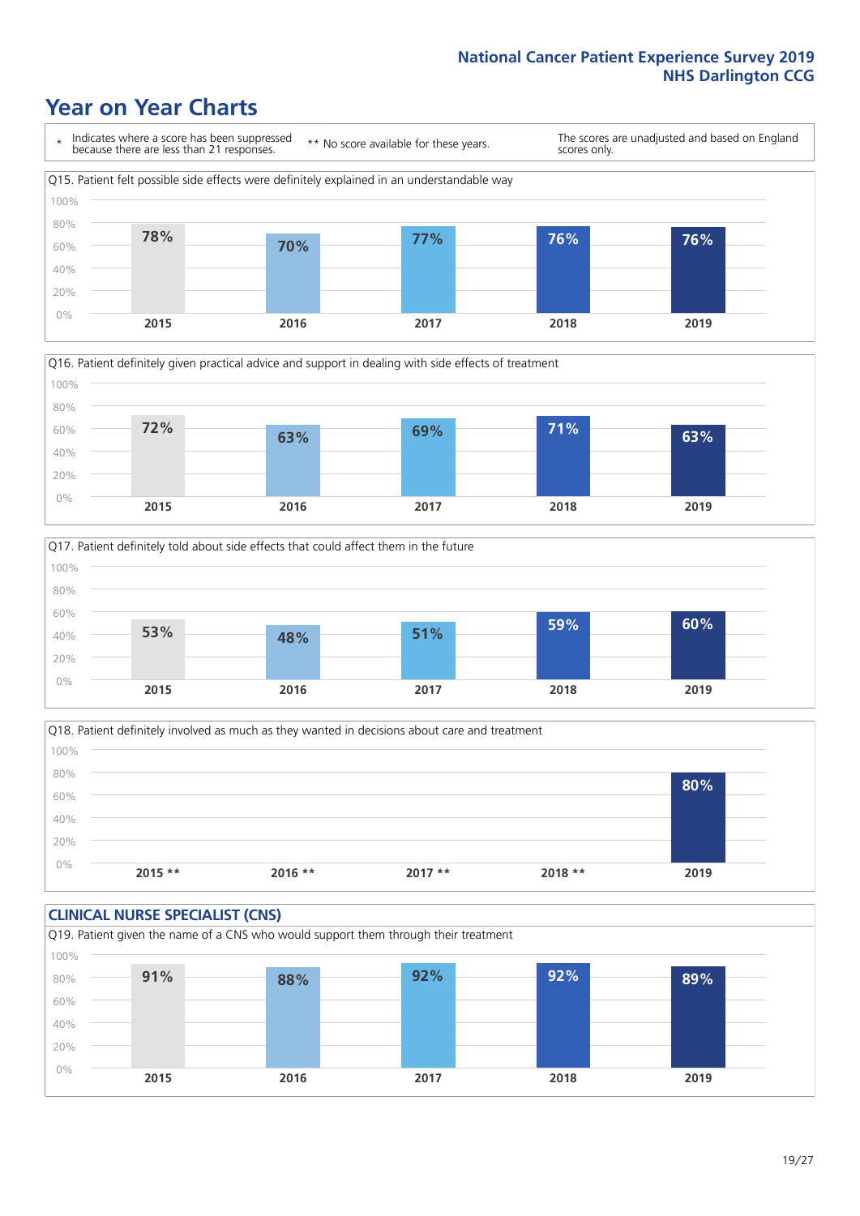# Year on Year Charts

\* Indicates where a score has been suppressed because there are less than 21 responses.

** No score available for these years.

The scores are unadjusted and based on England scores only.

Q15. Patient felt possible side effects were definitely explained in an understandable way

| 2015 | 2016 | 2017 | 2018 | 2019 |
|---|---|---|---|---|
| 78% | 70% | 77% | 76% | 76% |

Q16. Patient definitely given practical advice and support in dealing with side effects of treatment

| 2015 | 2016 | 2017 | 2018 | 2019 |
|---|---|---|---|---|
| 72% | 63% | 69% | 71% | 63% |

Q17. Patient definitely told about side effects that could affect them in the future

| 2015 | 2016 | 2017 | 2018 | 2019 |
|---|---|---|---|---|
| 53% | 48% | 51% | 59% | 60% |

Q18. Patient definitely involved as much as they wanted in decisions about care and treatment

| 2015 ** | 2016 ** | 2017 ** | 2018 ** | 2019 |
|---|---|---|---|---|
| | | | | 80% |

## CLINICAL NURSE SPECIALIST (CNS)

Q19. Patient given the name of a CNS who would support them through their treatment

| 2015 | 2016 | 2017 | 2018 | 2019 |
|---|---|---|---|---|
| 91% | 88% | 92% | 92% | 89% |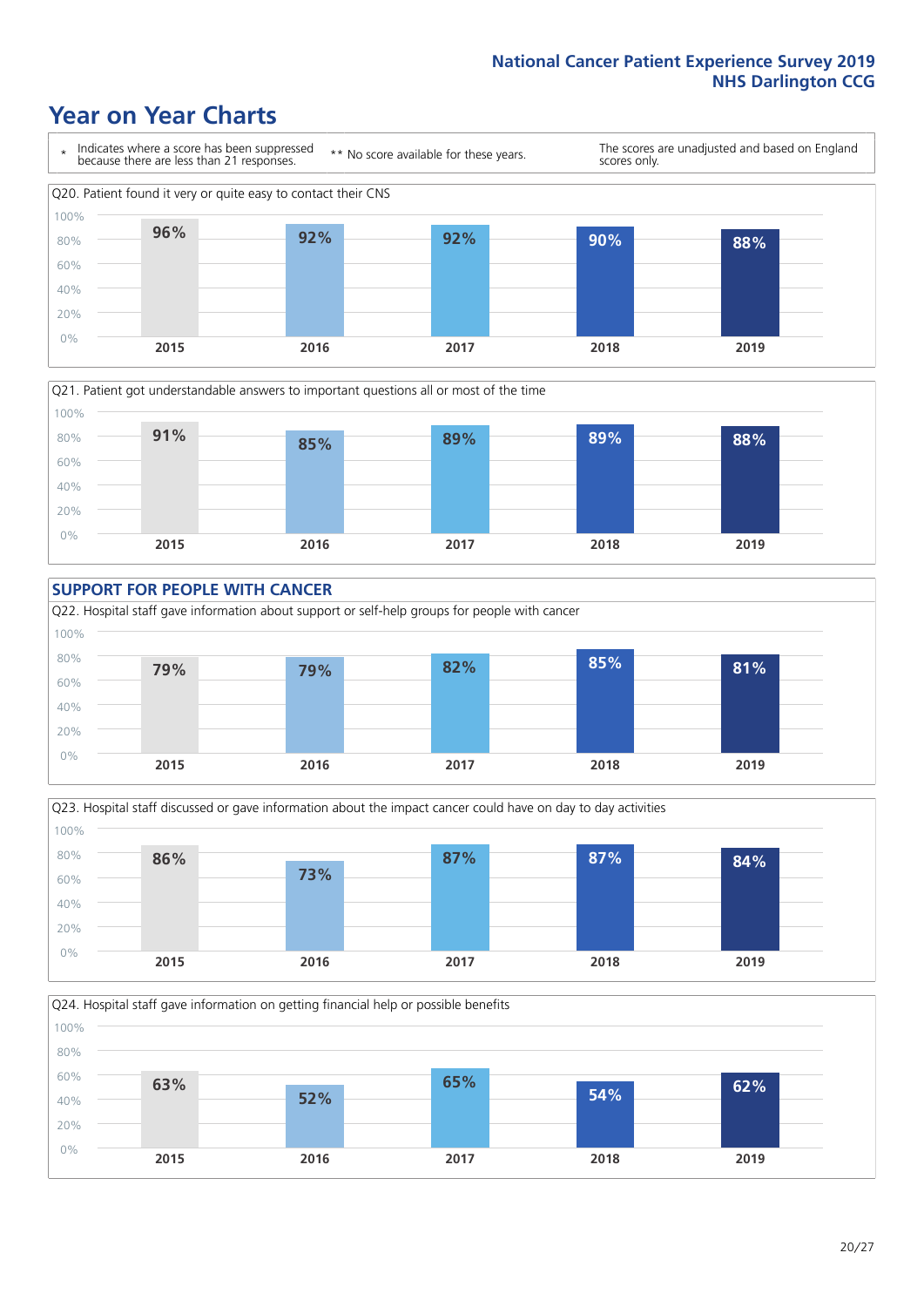## Year on Year Charts

\* Indicates where a score has been suppressed because there are less than 21 responses.

** No score available for these years.

The scores are unadjusted and based on England scores only.

Q20. Patient found it very or quite easy to contact their CNS

| 2015 | 2016 | 2017 | 2018 | 2019 |
| --- | --- | --- | --- | --- |
| 96% | 92% | 92% | 90% | 88% |

Q21. Patient got understandable answers to important questions all or most of the time

| 2015 | 2016 | 2017 | 2018 | 2019 |
| --- | --- | --- | --- | --- |
| 91% | 85% | 89% | 89% | 88% |

### SUPPORT FOR PEOPLE WITH CANCER

Q22. Hospital staff gave information about support or self-help groups for people with cancer

| 2015 | 2016 | 2017 | 2018 | 2019 |
| --- | --- | --- | --- | --- |
| 79% | 79% | 82% | 85% | 81% |

Q23. Hospital staff discussed or gave information about the impact cancer could have on day to day activities

| 2015 | 2016 | 2017 | 2018 | 2019 |
| --- | --- | --- | --- | --- |
| 86% | 73% | 87% | 87% | 84% |

Q24. Hospital staff gave information on getting financial help or possible benefits

| 2015 | 2016 | 2017 | 2018 | 2019 |
| --- | --- | --- | --- | --- |
| 63% | 52% | 65% | 54% | 62% |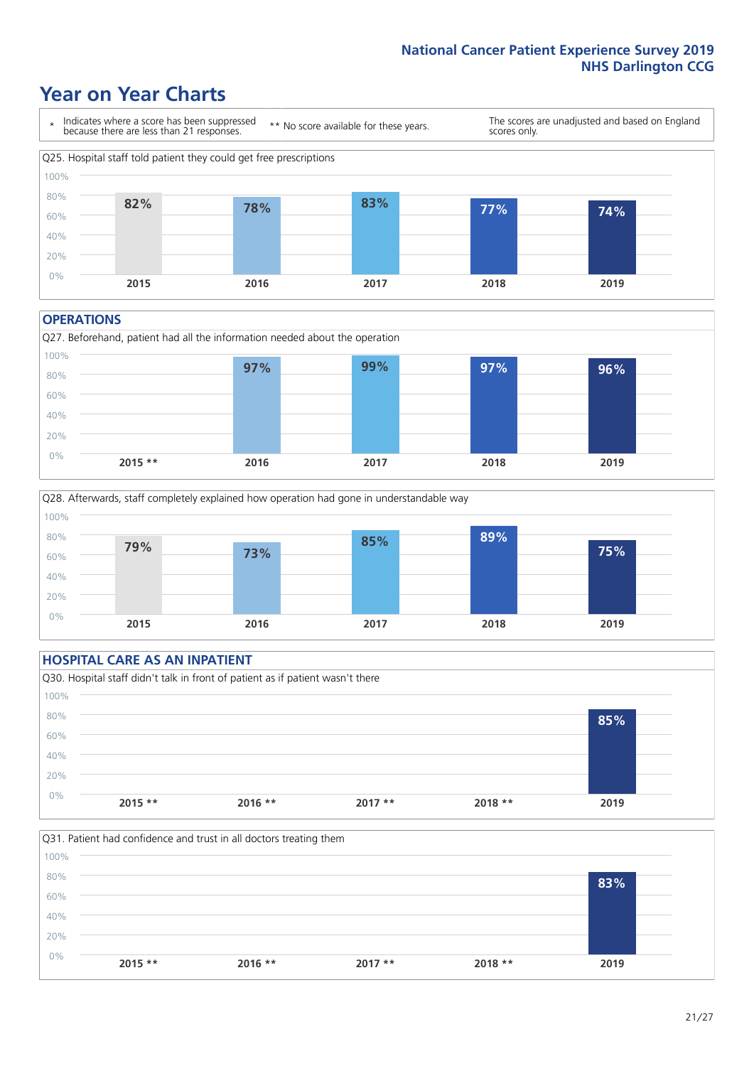# Year on Year Charts

\* Indicates where a score has been suppressed because there are less than 21 responses.

** No score available for these years.

The scores are unadjusted and based on England scores only.

Q25. Hospital staff told patient they could get free prescriptions

| 2015 | 2016 | 2017 | 2018 | 2019 |
|---|---|---|---|---|
| 82% | 78% | 83% | 77% | 74% |

## OPERATIONS

Q27. Beforehand, patient had all the information needed about the operation

| 2015 ** | 2016 | 2017 | 2018 | 2019 |
|---|---|---|---|---|
| | 97% | 99% | 97% | 96% |

Q28. Afterwards, staff completely explained how operation had gone in understandable way

| 2015 | 2016 | 2017 | 2018 | 2019 |
|---|---|---|---|---|
| 79% | 73% | 85% | 89% | 75% |

## HOSPITAL CARE AS AN INPATIENT

Q30. Hospital staff didn't talk in front of patient as if patient wasn't there

| 2015 ** | 2016 ** | 2017 ** | 2018 ** | 2019 |
|---|---|---|---|---|
| | | | | 85% |

Q31. Patient had confidence and trust in all doctors treating them

| 2015 ** | 2016 ** | 2017 ** | 2018 ** | 2019 |
|---|---|---|---|---|
| | | | | 83% |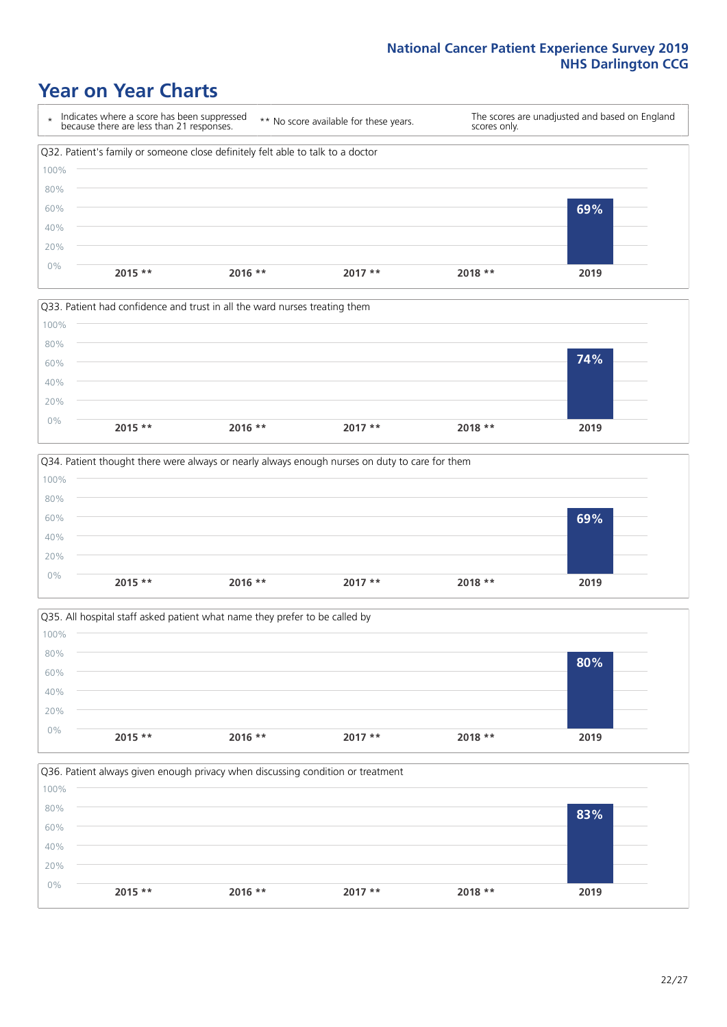# Year on Year Charts

\* Indicates where a score has been suppressed because there are less than 21 responses.

** No score available for these years.

The scores are unadjusted and based on England scores only.

Q32. Patient's family or someone close definitely felt able to talk to a doctor

| 2015 ** | 2016 ** | 2017 ** | 2018 ** | 2019 |
|---|---|---|---|---|
| | | | | 69% |

Q33. Patient had confidence and trust in all the ward nurses treating them

| 2015 ** | 2016 ** | 2017 ** | 2018 ** | 2019 |
|---|---|---|---|---|
| | | | | 74% |

Q34. Patient thought there were always or nearly always enough nurses on duty to care for them

| 2015 ** | 2016 ** | 2017 ** | 2018 ** | 2019 |
|---|---|---|---|---|
| | | | | 69% |

Q35. All hospital staff asked patient what name they prefer to be called by

| 2015 ** | 2016 ** | 2017 ** | 2018 ** | 2019 |
|---|---|---|---|---|
| | | | | 80% |

Q36. Patient always given enough privacy when discussing condition or treatment

| 2015 ** | 2016 ** | 2017 ** | 2018 ** | 2019 |
|---|---|---|---|---|
| | | | | 83% |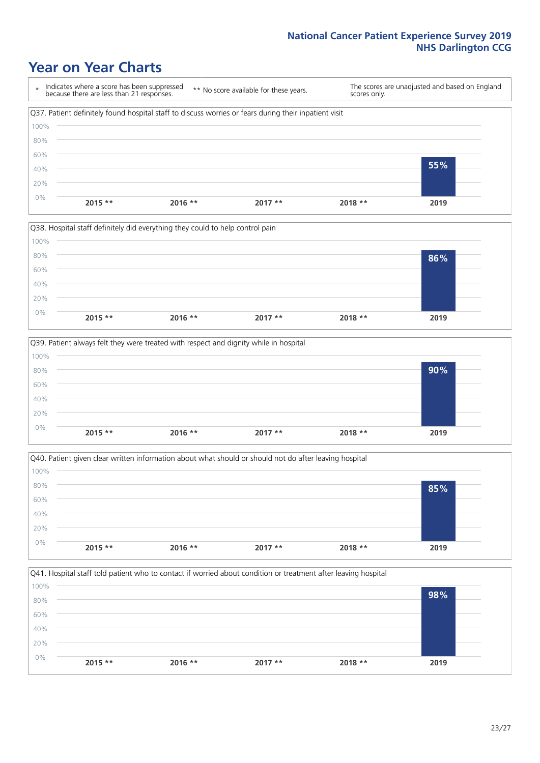# Year on Year Charts

\* Indicates where a score has been suppressed because there are less than 21 responses.

\*\* No score available for these years.

The scores are unadjusted and based on England scores only.

Q37. Patient definitely found hospital staff to discuss worries or fears during their inpatient visit

| 2015 ** | 2016 ** | 2017 ** | 2018 ** | 2019 |
|---|---|---|---|---|
| | | | | 55% |

Q38. Hospital staff definitely did everything they could to help control pain

| 2015 ** | 2016 ** | 2017 ** | 2018 ** | 2019 |
|---|---|---|---|---|
| | | | | 86% |

Q39. Patient always felt they were treated with respect and dignity while in hospital

| 2015 ** | 2016 ** | 2017 ** | 2018 ** | 2019 |
|---|---|---|---|---|
| | | | | 90% |

Q40. Patient given clear written information about what should or should not do after leaving hospital

| 2015 ** | 2016 ** | 2017 ** | 2018 ** | 2019 |
|---|---|---|---|---|
| | | | | 85% |

Q41. Hospital staff told patient who to contact if worried about condition or treatment after leaving hospital

| 2015 ** | 2016 ** | 2017 ** | 2018 ** | 2019 |
|---|---|---|---|---|
| | | | | 98% |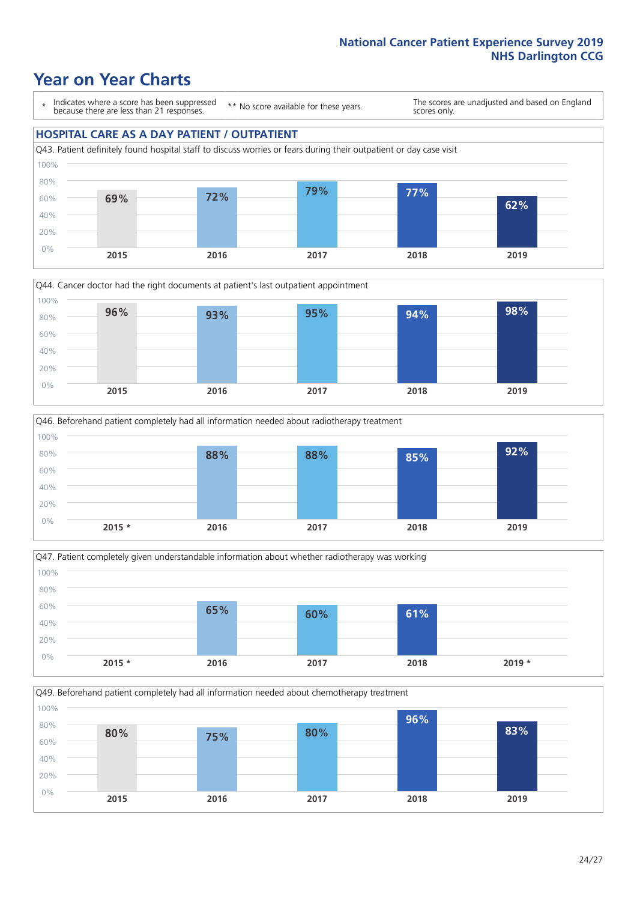# Year on Year Charts

\* Indicates where a score has been suppressed because there are less than 21 responses.

\*\* No score available for these years.

The scores are unadjusted and based on England scores only.

## HOSPITAL CARE AS A DAY PATIENT / OUTPATIENT

Q43. Patient definitely found hospital staff to discuss worries or fears during their outpatient or day case visit

| 2015 | 2016 | 2017 | 2018 | 2019 |
|---|---|---|---|---|
| 69% | 72% | 79% | 77% | 62% |

Q44. Cancer doctor had the right documents at patient's last outpatient appointment

| 2015 | 2016 | 2017 | 2018 | 2019 |
|---|---|---|---|---|
| 96% | 93% | 95% | 94% | 98% |

Q46. Beforehand patient completely had all information needed about radiotherapy treatment

| 2015 * | 2016 | 2017 | 2018 | 2019 |
|---|---|---|---|---|
| | 88% | 88% | 85% | 92% |

Q47. Patient completely given understandable information about whether radiotherapy was working

| 2015 * | 2016 | 2017 | 2018 | 2019 * |
|---|---|---|---|---|
| | 65% | 60% | 61% | |

Q49. Beforehand patient completely had all information needed about chemotherapy treatment

| 2015 | 2016 | 2017 | 2018 | 2019 |
|---|---|---|---|---|
| 80% | 75% | 80% | 96% | 83% |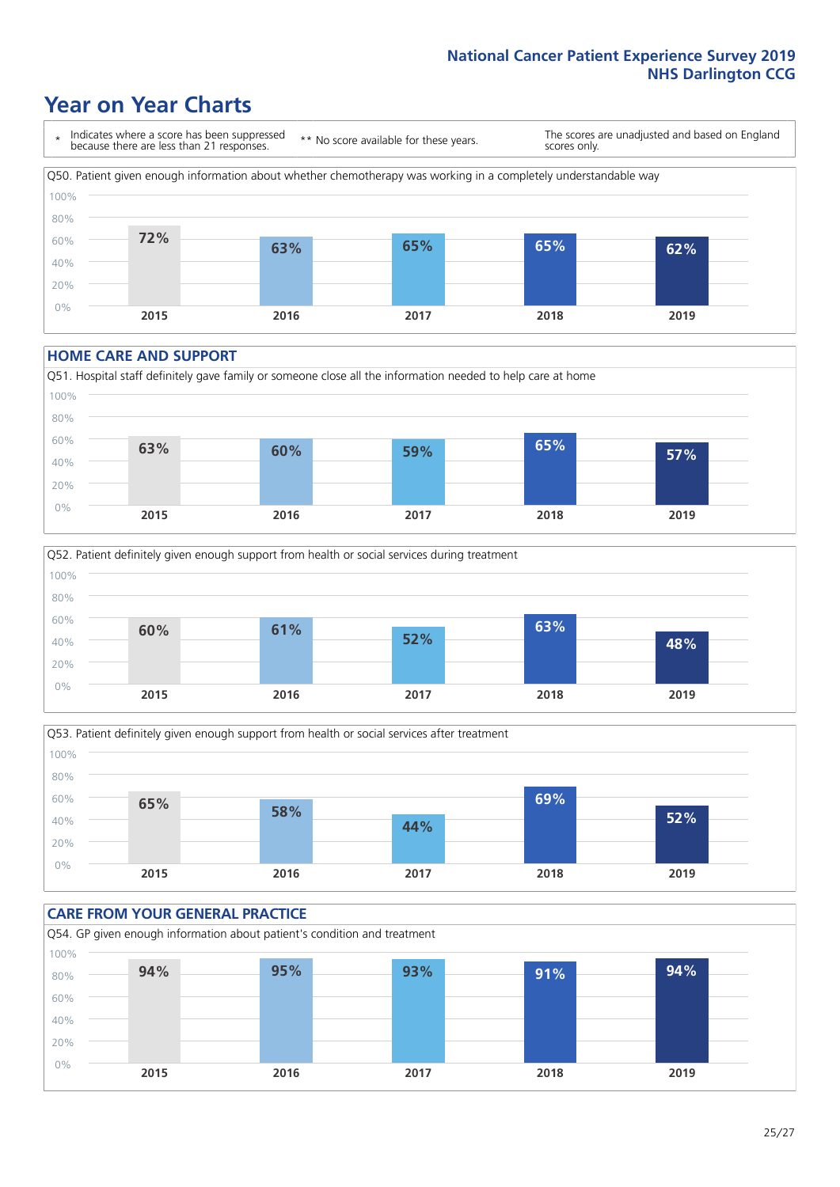# Year on Year Charts

\* Indicates where a score has been suppressed because there are less than 21 responses.

\*\* No score available for these years.

The scores are unadjusted and based on England scores only.

Q50. Patient given enough information about whether chemotherapy was working in a completely understandable way

| 2015 | 2016 | 2017 | 2018 | 2019 |
|---|---|---|---|---|
| 72% | 63% | 65% | 65% | 62% |

## HOME CARE AND SUPPORT

Q51. Hospital staff definitely gave family or someone close all the information needed to help care at home

| 2015 | 2016 | 2017 | 2018 | 2019 |
|---|---|---|---|---|
| 63% | 60% | 59% | 65% | 57% |

Q52. Patient definitely given enough support from health or social services during treatment

| 2015 | 2016 | 2017 | 2018 | 2019 |
|---|---|---|---|---|
| 60% | 61% | 52% | 63% | 48% |

Q53. Patient definitely given enough support from health or social services after treatment

| 2015 | 2016 | 2017 | 2018 | 2019 |
|---|---|---|---|---|
| 65% | 58% | 44% | 69% | 52% |

## CARE FROM YOUR GENERAL PRACTICE

Q54. GP given enough information about patient's condition and treatment

| 2015 | 2016 | 2017 | 2018 | 2019 |
|---|---|---|---|---|
| 94% | 95% | 93% | 91% | 94% |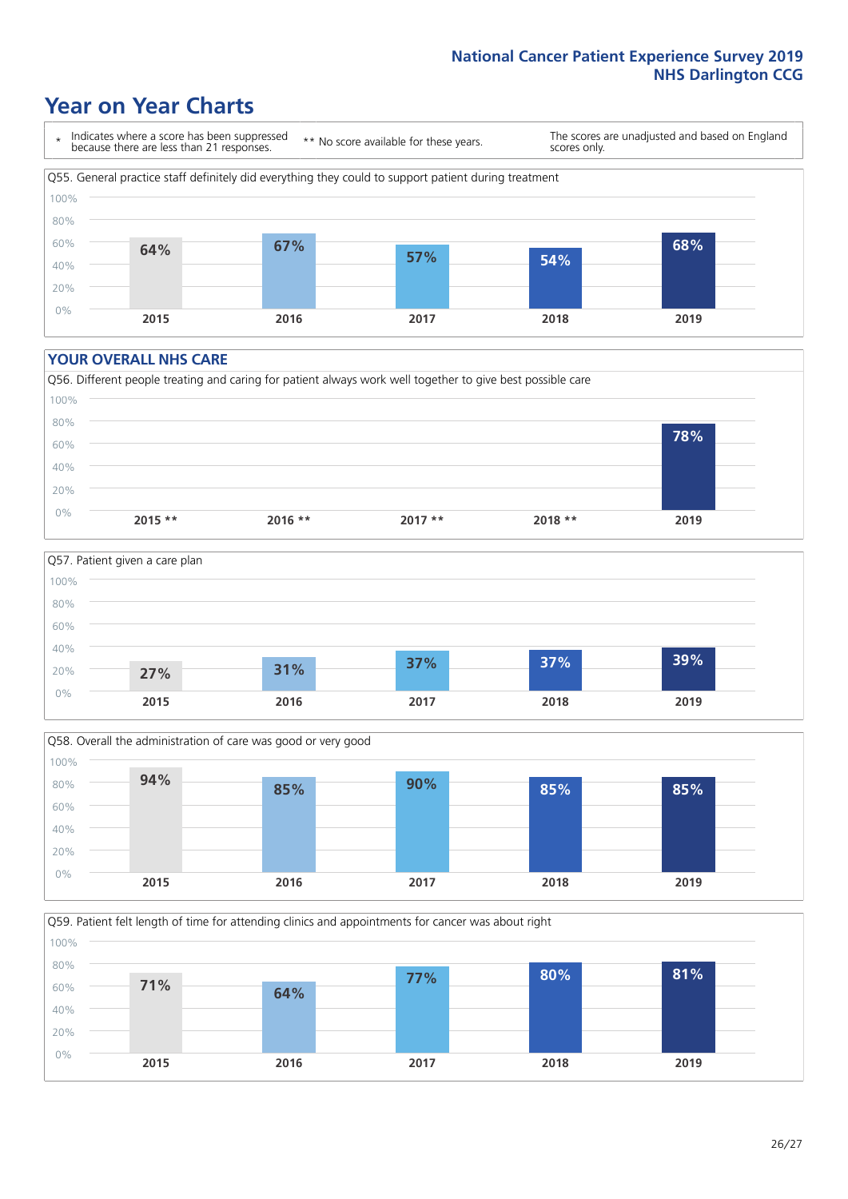# Year on Year Charts

\* Indicates where a score has been suppressed because there are less than 21 responses.

** No score available for these years.

The scores are unadjusted and based on England scores only.

Q55. General practice staff definitely did everything they could to support patient during treatment

| 2015 | 2016 | 2017 | 2018 | 2019 |
|---|---|---|---|---|
| 64% | 67% | 57% | 54% | 68% |

## YOUR OVERALL NHS CARE

Q56. Different people treating and caring for patient always work well together to give best possible care

| 2015 ** | 2016 ** | 2017 ** | 2018 ** | 2019 |
|---|---|---|---|---|
| | | | | 78% |

Q57. Patient given a care plan

| 2015 | 2016 | 2017 | 2018 | 2019 |
|---|---|---|---|---|
| 27% | 31% | 37% | 37% | 39% |

Q58. Overall the administration of care was good or very good

| 2015 | 2016 | 2017 | 2018 | 2019 |
|---|---|---|---|---|
| 94% | 85% | 90% | 85% | 85% |

Q59. Patient felt length of time for attending clinics and appointments for cancer was about right

| 2015 | 2016 | 2017 | 2018 | 2019 |
|---|---|---|---|---|
| 71% | 64% | 77% | 80% | 81% |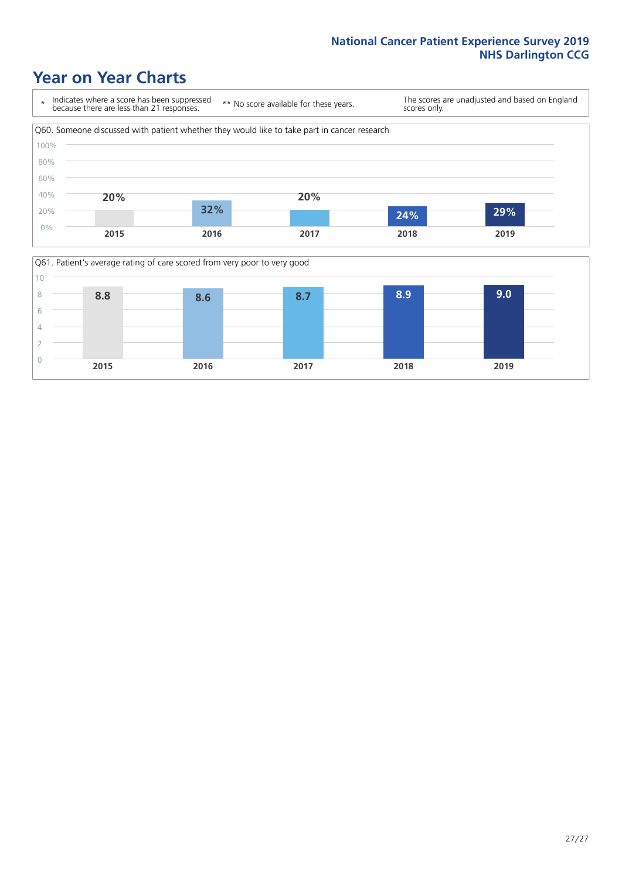# Year on Year Charts

\* Indicates where a score has been suppressed because there are less than 21 responses.

\*\* No score available for these years.

The scores are unadjusted and based on England scores only.

Q60. Someone discussed with patient whether they would like to take part in cancer research

100%
80%
60%
40%
20%
0%

20% 32% 20% 24% 29%

2015 2016 2017 2018 2019

Q61. Patient's average rating of care scored from very poor to very good

10
8
6
4
2
0

8.8 8.6 8.7 8.9 9.0

2015 2016 2017 2018 2019